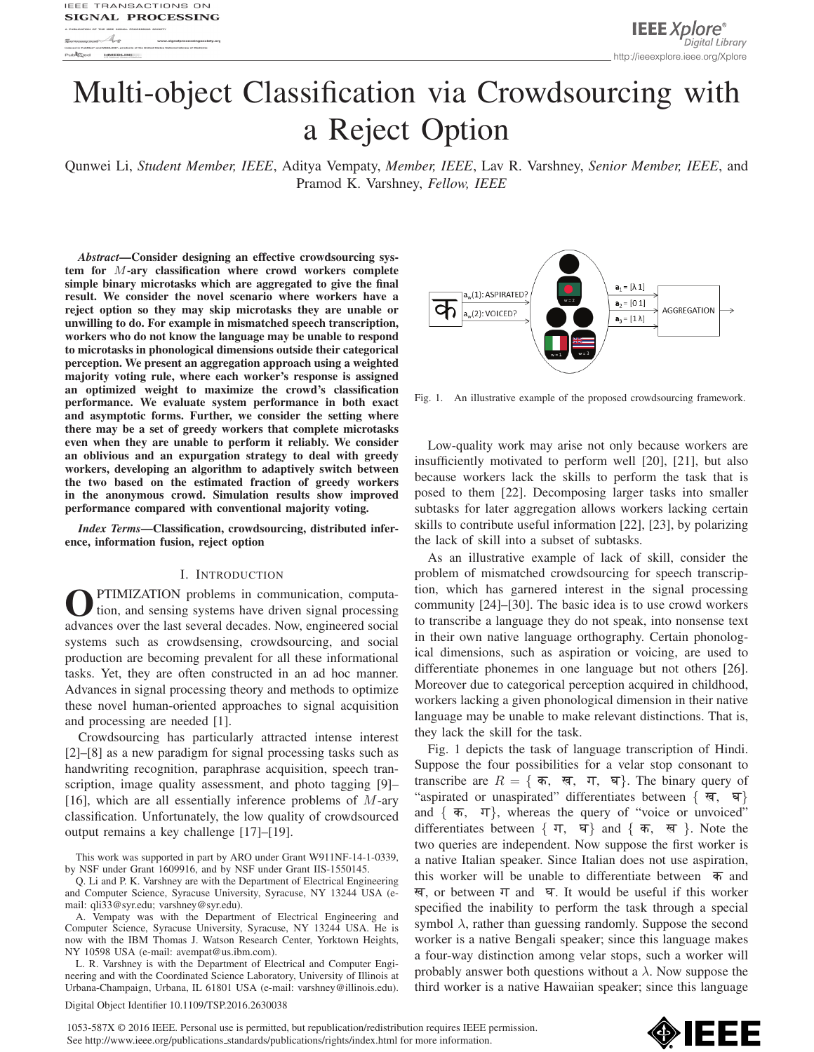# Multi-object Classification via Crowdsourcing with a Reject Option

Qunwei Li, *Student Member, IEEE*, Aditya Vempaty, *Member, IEEE*, Lav R. Varshney, *Senior Member, IEEE*, and Pramod K. Varshney, *Fellow, IEEE*

***Abstract*—Consider designing an effective crowdsourcing system for $M$-ary classification where crowd workers complete simple binary microtasks which are aggregated to give the final result. We consider the novel scenario where workers have a reject option so they may skip microtasks they are unable or unwilling to do. For example in mismatched speech transcription, workers who do not know the language may be unable to respond to microtasks in phonological dimensions outside their categorical perception. We present an aggregation approach using a weighted majority voting rule, where each worker's response is assigned an optimized weight to maximize the crowd's classification performance. We evaluate system performance in both exact and asymptotic forms. Further, we consider the setting where there may be a set of greedy workers that complete microtasks even when they are unable to perform it reliably. We consider an oblivious and an expurgation strategy to deal with greedy workers, developing an algorithm to adaptively switch between the two based on the estimated fraction of greedy workers in the anonymous crowd. Simulation results show improved performance compared with conventional majority voting.**

***Index Terms*—Classification, crowdsourcing, distributed inference, information fusion, reject option**

## I. Introduction

Optimization problems in communication, computation, and sensing systems have driven signal processing advances over the last several decades. Now, engineered social systems such as crowdsensing, crowdsourcing, and social production are becoming prevalent for all these informational tasks. Yet, they are often constructed in an ad hoc manner. Advances in signal processing theory and methods to optimize these novel human-oriented approaches to signal acquisition and processing are needed [1].

Crowdsourcing has particularly attracted intense interest [2]–[8] as a new paradigm for signal processing tasks such as handwriting recognition, paraphrase acquisition, speech transcription, image quality assessment, and photo tagging [9]–[16], which are all essentially inference problems of $M$-ary classification. Unfortunately, the low quality of crowdsourced output remains a key challenge [17]–[19].

This work was supported in part by ARO under Grant W911NF-14-1-0339, by NSF under Grant 1609916, and by NSF under Grant IIS-1550145.

Q. Li and P. K. Varshney are with the Department of Electrical Engineering and Computer Science, Syracuse University, Syracuse, NY 13244 USA (e-mail: qli33@syr.edu; varshney@syr.edu).

A. Vempaty was with the Department of Electrical Engineering and Computer Science, Syracuse University, Syracuse, NY 13244 USA. He is now with the IBM Thomas J. Watson Research Center, Yorktown Heights, NY 10598 USA (e-mail: avempat@us.ibm.com).

L. R. Varshney is with the Department of Electrical and Computer Engineering and with the Coordinated Science Laboratory, University of Illinois at Urbana-Champaign, Urbana, IL 61801 USA (e-mail: varshney@illinois.edu).

Digital Object Identifier 10.1109/TSP.2016.2630038

Fig. 1. An illustrative example of the proposed crowdsourcing framework.

Low-quality work may arise not only because workers are insufficiently motivated to perform well [20], [21], but also because workers lack the skills to perform the task that is posed to them [22]. Decomposing larger tasks into smaller subtasks for later aggregation allows workers lacking certain skills to contribute useful information [22], [23], by polarizing the lack of skill into a subset of subtasks.

As an illustrative example of lack of skill, consider the problem of mismatched crowdsourcing for speech transcription, which has garnered interest in the signal processing community [24]–[30]. The basic idea is to use crowd workers to transcribe a language they do not speak, into nonsense text in their own native language orthography. Certain phonological dimensions, such as aspiration or voicing, are used to differentiate phonemes in one language but not others [26]. Moreover due to categorical perception acquired in childhood, workers lacking a given phonological dimension in their native language may be unable to make relevant distinctions. That is, they lack the skill for the task.

Fig. 1 depicts the task of language transcription of Hindi. Suppose the four possibilities for a velar stop consonant to transcribe are $R = \{$ क, ख, ग, घ$\}$. The binary query of "aspirated or unaspirated" differentiates between $\{$ ख, घ$\}$ and $\{$ क, ग$\}$, whereas the query of "voice or unvoiced" differentiates between $\{$ ग, घ$\}$ and $\{$ क, ख $\}$. Note the two queries are independent. Now suppose the first worker is a native Italian speaker. Since Italian does not use aspiration, this worker will be unable to differentiate between क and ख, or between ग and घ. It would be useful if this worker specified the inability to perform the task through a special symbol $\lambda$, rather than guessing randomly. Suppose the second worker is a native Bengali speaker; since this language makes a four-way distinction among velar stops, such a worker will probably answer both questions without a $\lambda$. Now suppose the third worker is a native Hawaiian speaker; since this language

1053-587X © 2016 IEEE. Personal use is permitted, but republication/redistribution requires IEEE permission. See http://www.ieee.org/publications_standards/publications/rights/index.html for more information.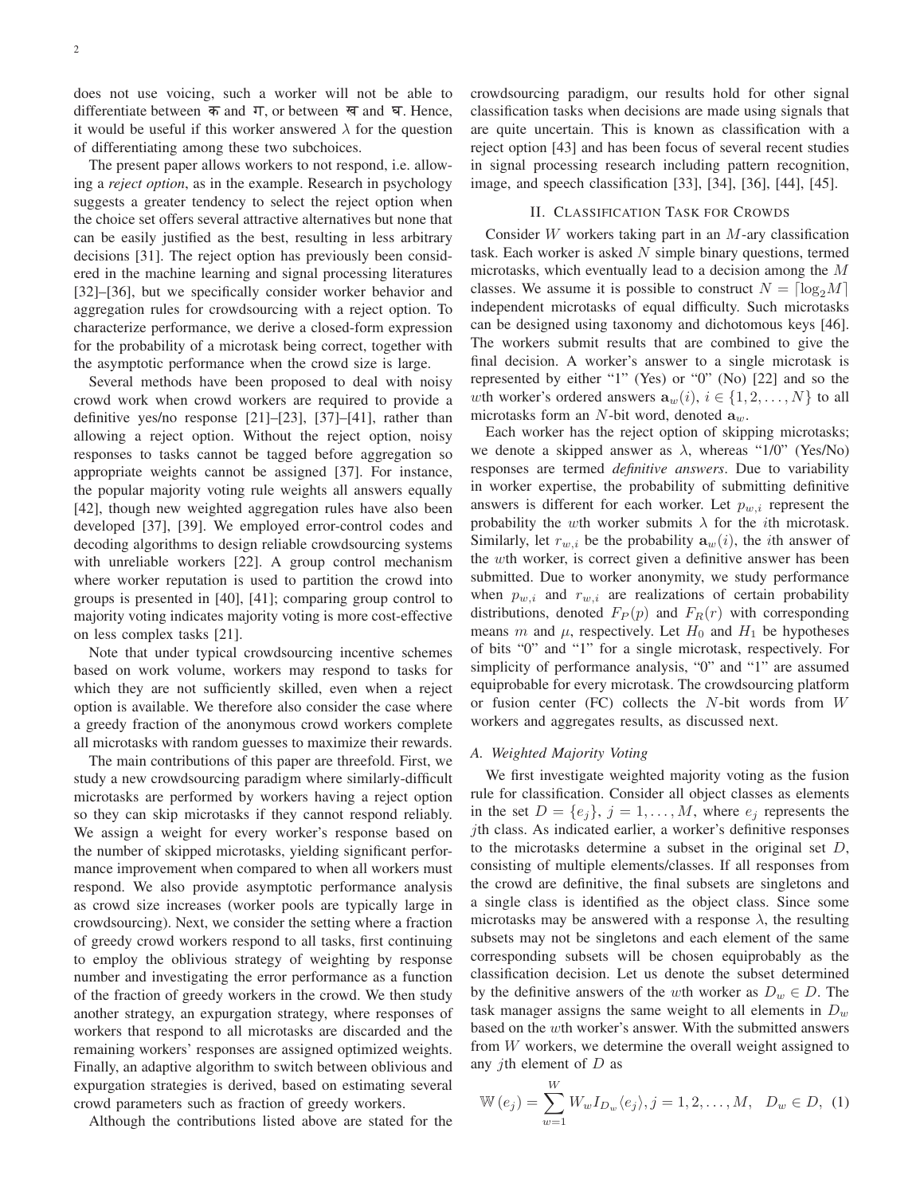does not use voicing, such a worker will not be able to differentiate between क and ग, or between ख and घ. Hence, it would be useful if this worker answered $\lambda$ for the question of differentiating among these two subchoices.

The present paper allows workers to not respond, i.e. allowing a *reject option*, as in the example. Research in psychology suggests a greater tendency to select the reject option when the choice set offers several attractive alternatives but none that can be easily justified as the best, resulting in less arbitrary decisions [31]. The reject option has previously been considered in the machine learning and signal processing literatures [32]–[36], but we specifically consider worker behavior and aggregation rules for crowdsourcing with a reject option. To characterize performance, we derive a closed-form expression for the probability of a microtask being correct, together with the asymptotic performance when the crowd size is large.

Several methods have been proposed to deal with noisy crowd work when crowd workers are required to provide a definitive yes/no response [21]–[23], [37]–[41], rather than allowing a reject option. Without the reject option, noisy responses to tasks cannot be tagged before aggregation so appropriate weights cannot be assigned [37]. For instance, the popular majority voting rule weights all answers equally [42], though new weighted aggregation rules have also been developed [37], [39]. We employed error-control codes and decoding algorithms to design reliable crowdsourcing systems with unreliable workers [22]. A group control mechanism where worker reputation is used to partition the crowd into groups is presented in [40], [41]; comparing group control to majority voting indicates majority voting is more cost-effective on less complex tasks [21].

Note that under typical crowdsourcing incentive schemes based on work volume, workers may respond to tasks for which they are not sufficiently skilled, even when a reject option is available. We therefore also consider the case where a greedy fraction of the anonymous crowd workers complete all microtasks with random guesses to maximize their rewards.

The main contributions of this paper are threefold. First, we study a new crowdsourcing paradigm where similarly-difficult microtasks are performed by workers having a reject option so they can skip microtasks if they cannot respond reliably. We assign a weight for every worker's response based on the number of skipped microtasks, yielding significant performance improvement when compared to when all workers must respond. We also provide asymptotic performance analysis as crowd size increases (worker pools are typically large in crowdsourcing). Next, we consider the setting where a fraction of greedy crowd workers respond to all tasks, first continuing to employ the oblivious strategy of weighting by response number and investigating the error performance as a function of the fraction of greedy workers in the crowd. We then study another strategy, an expurgation strategy, where responses of workers that respond to all microtasks are discarded and the remaining workers' responses are assigned optimized weights. Finally, an adaptive algorithm to switch between oblivious and expurgation strategies is derived, based on estimating several crowd parameters such as fraction of greedy workers.

Although the contributions listed above are stated for the crowdsourcing paradigm, our results hold for other signal classification tasks when decisions are made using signals that are quite uncertain. This is known as classification with a reject option [43] and has been focus of several recent studies in signal processing research including pattern recognition, image, and speech classification [33], [34], [36], [44], [45].

## II. Classification Task for Crowds

Consider $W$ workers taking part in an $M$-ary classification task. Each worker is asked $N$ simple binary questions, termed microtasks, which eventually lead to a decision among the $M$ classes. We assume it is possible to construct $N = \lceil \log_2 M \rceil$ independent microtasks of equal difficulty. Such microtasks can be designed using taxonomy and dichotomous keys [46]. The workers submit results that are combined to give the final decision. A worker's answer to a single microtask is represented by either "1" (Yes) or "0" (No) [22] and so the $w$th worker's ordered answers $\mathbf{a}_w(i)$, $i \in \{1, 2, \ldots, N\}$ to all microtasks form an $N$-bit word, denoted $\mathbf{a}_w$.

Each worker has the reject option of skipping microtasks; we denote a skipped answer as $\lambda$, whereas "1/0" (Yes/No) responses are termed *definitive answers*. Due to variability in worker expertise, the probability of submitting definitive answers is different for each worker. Let $p_{w,i}$ represent the probability the $w$th worker submits $\lambda$ for the $i$th microtask. Similarly, let $r_{w,i}$ be the probability $\mathbf{a}_w(i)$, the $i$th answer of the $w$th worker, is correct given a definitive answer has been submitted. Due to worker anonymity, we study performance when $p_{w,i}$ and $r_{w,i}$ are realizations of certain probability distributions, denoted $F_P(p)$ and $F_R(r)$ with corresponding means $m$ and $\mu$, respectively. Let $H_0$ and $H_1$ be hypotheses of bits "0" and "1" for a single microtask, respectively. For simplicity of performance analysis, "0" and "1" are assumed equiprobable for every microtask. The crowdsourcing platform or fusion center (FC) collects the $N$-bit words from $W$ workers and aggregates results, as discussed next.

### A. Weighted Majority Voting

We first investigate weighted majority voting as the fusion rule for classification. Consider all object classes as elements in the set $D = \{e_j\}$, $j = 1, \ldots, M$, where $e_j$ represents the $j$th class. As indicated earlier, a worker's definitive responses to the microtasks determine a subset in the original set $D$, consisting of multiple elements/classes. If all responses from the crowd are definitive, the final subsets are singletons and a single class is identified as the object class. Since some microtasks may be answered with a response $\lambda$, the resulting subsets may not be singletons and each element of the same corresponding subsets will be chosen equiprobably as the classification decision. Let us denote the subset determined by the definitive answers of the $w$th worker as $D_w \in D$. The task manager assigns the same weight to all elements in $D_w$ based on the $w$th worker's answer. With the submitted answers from $W$ workers, we determine the overall weight assigned to any $j$th element of $D$ as

$$\mathbb{W}(e_j) = \sum_{w=1}^{W} W_w I_{D_w}\langle e_j \rangle, j = 1, 2, \ldots, M, \quad D_w \in D, \quad (1)$$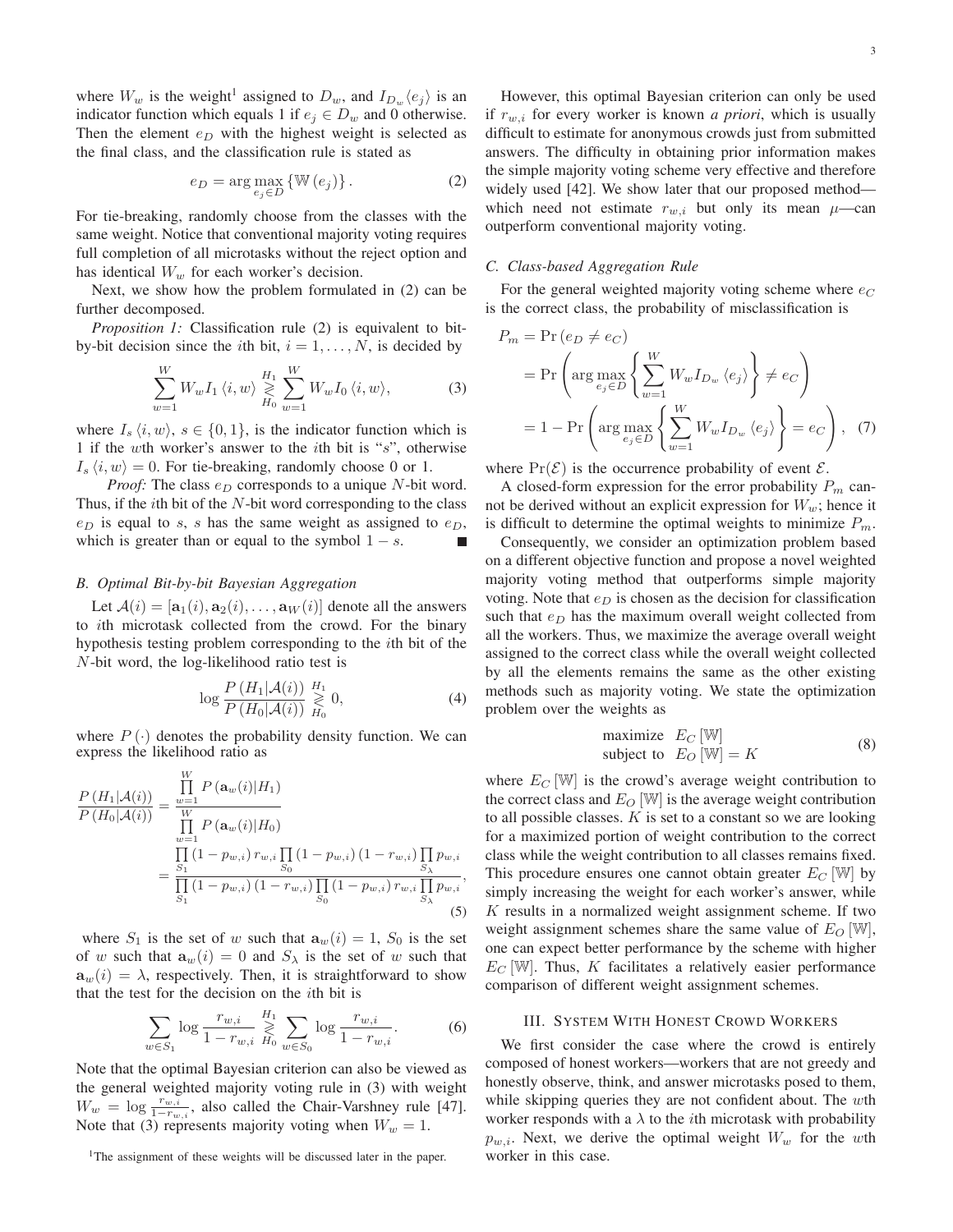where $W_w$ is the weight[1] assigned to $D_w$, and $I_{D_w}\langle e_j \rangle$ is an indicator function which equals 1 if $e_j \in D_w$ and 0 otherwise. Then the element $e_D$ with the highest weight is selected as the final class, and the classification rule is stated as

$$e_D = \arg\max_{e_j \in D} \{\mathbb{W}(e_j)\}. \tag{2}$$

For tie-breaking, randomly choose from the classes with the same weight. Notice that conventional majority voting requires full completion of all microtasks without the reject option and has identical $W_w$ for each worker's decision.

Next, we show how the problem formulated in (2) can be further decomposed.

*Proposition 1:* Classification rule (2) is equivalent to bit-by-bit decision since the $i$th bit, $i = 1, \ldots, N$, is decided by

$$\sum_{w=1}^{W} W_w I_1 \langle i, w \rangle \underset{H_0}{\overset{H_1}{\gtrless}} \sum_{w=1}^{W} W_w I_0 \langle i, w \rangle, \tag{3}$$

where $I_s \langle i, w \rangle$, $s \in \{0, 1\}$, is the indicator function which is 1 if the $w$th worker's answer to the $i$th bit is "$s$", otherwise $I_s \langle i, w \rangle = 0$. For tie-breaking, randomly choose 0 or 1.

*Proof:* The class $e_D$ corresponds to a unique $N$-bit word. Thus, if the $i$th bit of the $N$-bit word corresponding to the class $e_D$ is equal to $s$, $s$ has the same weight as assigned to $e_D$, which is greater than or equal to the symbol $1 - s$. ∎

### B. Optimal Bit-by-bit Bayesian Aggregation

Let $\mathcal{A}(i) = [\mathbf{a}_1(i), \mathbf{a}_2(i), \ldots, \mathbf{a}_W(i)]$ denote all the answers to $i$th microtask collected from the crowd. For the binary hypothesis testing problem corresponding to the $i$th bit of the $N$-bit word, the log-likelihood ratio test is

$$\log \frac{P(H_1|\mathcal{A}(i))}{P(H_0|\mathcal{A}(i))} \underset{H_0}{\overset{H_1}{\gtrless}} 0, \tag{4}$$

where $P(\cdot)$ denotes the probability density function. We can express the likelihood ratio as

$$\begin{aligned}
\frac{P(H_1|\mathcal{A}(i))}{P(H_0|\mathcal{A}(i))} &= \frac{\prod_{w=1}^{W} P(\mathbf{a}_w(i)|H_1)}{\prod_{w=1}^{W} P(\mathbf{a}_w(i)|H_0)} \\
&= \frac{\prod_{S_1} (1 - p_{w,i}) r_{w,i} \prod_{S_0} (1 - p_{w,i})(1 - r_{w,i}) \prod_{S_\lambda} p_{w,i}}{\prod_{S_1} (1 - p_{w,i})(1 - r_{w,i}) \prod_{S_0} (1 - p_{w,i}) r_{w,i} \prod_{S_\lambda} p_{w,i}},
\end{aligned} \tag{5}$$

where $S_1$ is the set of $w$ such that $\mathbf{a}_w(i) = 1$, $S_0$ is the set of $w$ such that $\mathbf{a}_w(i) = 0$ and $S_\lambda$ is the set of $w$ such that $\mathbf{a}_w(i) = \lambda$, respectively. Then, it is straightforward to show that the test for the decision on the $i$th bit is

$$\sum_{w \in S_1} \log \frac{r_{w,i}}{1 - r_{w,i}} \underset{H_0}{\overset{H_1}{\gtrless}} \sum_{w \in S_0} \log \frac{r_{w,i}}{1 - r_{w,i}}. \tag{6}$$

Note that the optimal Bayesian criterion can also be viewed as the general weighted majority voting rule in (3) with weight $W_w = \log \frac{r_{w,i}}{1 - r_{w,i}}$, also called the Chair-Varshney rule [47]. Note that (3) represents majority voting when $W_w = 1$.

[1]The assignment of these weights will be discussed later in the paper.

However, this optimal Bayesian criterion can only be used if $r_{w,i}$ for every worker is known *a priori*, which is usually difficult to estimate for anonymous crowds just from submitted answers. The difficulty in obtaining prior information makes the simple majority voting scheme very effective and therefore widely used [42]. We show later that our proposed method—which need not estimate $r_{w,i}$ but only its mean $\mu$—can outperform conventional majority voting.

### C. Class-based Aggregation Rule

For the general weighted majority voting scheme where $e_C$ is the correct class, the probability of misclassification is

$$\begin{aligned}
P_m &= \Pr(e_D \neq e_C) \\
&= \Pr\left(\arg\max_{e_j \in D} \left\{ \sum_{w=1}^{W} W_w I_{D_w} \langle e_j \rangle \right\} \neq e_C \right) \\
&= 1 - \Pr\left(\arg\max_{e_j \in D} \left\{ \sum_{w=1}^{W} W_w I_{D_w} \langle e_j \rangle \right\} = e_C \right),
\end{aligned} \tag{7}$$

where $\Pr(\mathcal{E})$ is the occurrence probability of event $\mathcal{E}$.

A closed-form expression for the error probability $P_m$ cannot be derived without an explicit expression for $W_w$; hence it is difficult to determine the optimal weights to minimize $P_m$.

Consequently, we consider an optimization problem based on a different objective function and propose a novel weighted majority voting method that outperforms simple majority voting. Note that $e_D$ is chosen as the decision for classification such that $e_D$ has the maximum overall weight collected from all the workers. Thus, we maximize the average overall weight assigned to the correct class while the overall weight collected by all the elements remains the same as the other existing methods such as majority voting. We state the optimization problem over the weights as

$$\begin{aligned}
\text{maximize} \quad & E_C[\mathbb{W}] \\
\text{subject to} \quad & E_O[\mathbb{W}] = K
\end{aligned} \tag{8}$$

where $E_C[\mathbb{W}]$ is the crowd's average weight contribution to the correct class and $E_O[\mathbb{W}]$ is the average weight contribution to all possible classes. $K$ is set to a constant so we are looking for a maximized portion of weight contribution to the correct class while the weight contribution to all classes remains fixed. This procedure ensures one cannot obtain greater $E_C[\mathbb{W}]$ by simply increasing the weight for each worker's answer, while $K$ results in a normalized weight assignment scheme. If two weight assignment schemes share the same value of $E_O[\mathbb{W}]$, one can expect better performance by the scheme with higher $E_C[\mathbb{W}]$. Thus, $K$ facilitates a relatively easier performance comparison of different weight assignment schemes.

## III. System With Honest Crowd Workers

We first consider the case where the crowd is entirely composed of honest workers—workers that are not greedy and honestly observe, think, and answer microtasks posed to them, while skipping queries they are not confident about. The $w$th worker responds with a $\lambda$ to the $i$th microtask with probability $p_{w,i}$. Next, we derive the optimal weight $W_w$ for the $w$th worker in this case.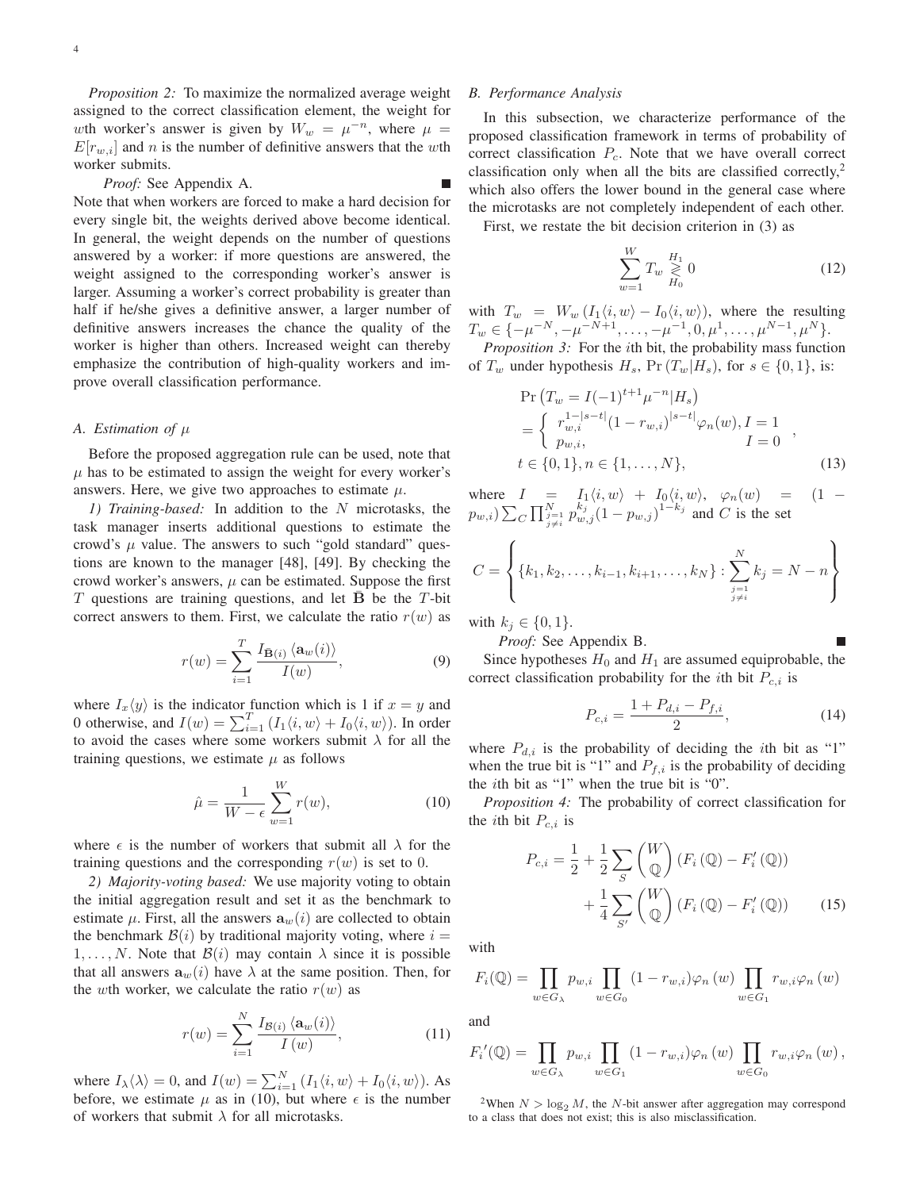*Proposition 2:* To maximize the normalized average weight assigned to the correct classification element, the weight for $w$th worker's answer is given by $W_w = \mu^{-n}$, where $\mu = E[r_{w,i}]$ and $n$ is the number of definitive answers that the $w$th worker submits.

*Proof:* See Appendix A. ■

Note that when workers are forced to make a hard decision for every single bit, the weights derived above become identical. In general, the weight depends on the number of questions answered by a worker: if more questions are answered, the weight assigned to the corresponding worker's answer is larger. Assuming a worker's correct probability is greater than half if he/she gives a definitive answer, a larger number of definitive answers increases the chance the quality of the worker is higher than others. Increased weight can thereby emphasize the contribution of high-quality workers and improve overall classification performance.

### A. Estimation of $\mu$

Before the proposed aggregation rule can be used, note that $\mu$ has to be estimated to assign the weight for every worker's answers. Here, we give two approaches to estimate $\mu$.

*1) Training-based:* In addition to the $N$ microtasks, the task manager inserts additional questions to estimate the crowd's $\mu$ value. The answers to such "gold standard" questions are known to the manager [48], [49]. By checking the crowd worker's answers, $\mu$ can be estimated. Suppose the first $T$ questions are training questions, and let $\bar{\mathbf{B}}$ be the $T$-bit correct answers to them. First, we calculate the ratio $r(w)$ as

$$r(w) = \sum_{i=1}^{T} \frac{I_{\bar{\mathbf{B}}(i)} \left\langle \mathbf{a}_w(i) \right\rangle}{I(w)}, \tag{9}$$

where $I_x\langle y \rangle$ is the indicator function which is 1 if $x = y$ and 0 otherwise, and $I(w) = \sum_{i=1}^{T} \left( I_1\langle i, w\rangle + I_0\langle i, w\rangle \right)$. In order to avoid the cases where some workers submit $\lambda$ for all the training questions, we estimate $\mu$ as follows

$$\hat{\mu} = \frac{1}{W - \epsilon} \sum_{w=1}^{W} r(w), \tag{10}$$

where $\epsilon$ is the number of workers that submit all $\lambda$ for the training questions and the corresponding $r(w)$ is set to 0.

*2) Majority-voting based:* We use majority voting to obtain the initial aggregation result and set it as the benchmark to estimate $\mu$. First, all the answers $\mathbf{a}_w(i)$ are collected to obtain the benchmark $\mathcal{B}(i)$ by traditional majority voting, where $i = 1, \ldots, N$. Note that $\mathcal{B}(i)$ may contain $\lambda$ since it is possible that all answers $\mathbf{a}_w(i)$ have $\lambda$ at the same position. Then, for the $w$th worker, we calculate the ratio $r(w)$ as

$$r(w) = \sum_{i=1}^{N} \frac{I_{\mathcal{B}(i)} \left\langle \mathbf{a}_w(i) \right\rangle}{I\left(w\right)}, \tag{11}$$

where $I_\lambda\langle \lambda \rangle = 0$, and $I(w) = \sum_{i=1}^{N} \left( I_1\langle i, w\rangle + I_0\langle i, w\rangle \right)$. As before, we estimate $\mu$ as in (10), but where $\epsilon$ is the number of workers that submit $\lambda$ for all microtasks.

### B. Performance Analysis

In this subsection, we characterize performance of the proposed classification framework in terms of probability of correct classification $P_c$. Note that we have overall correct classification only when all the bits are classified correctly,[2] which also offers the lower bound in the general case where the microtasks are not completely independent of each other.

First, we restate the bit decision criterion in (3) as

$$\sum_{w=1}^{W} T_w \underset{H_0}{\overset{H_1}{\gtrless}} 0 \tag{12}$$

with $T_w = W_w \left( I_1\langle i, w\rangle - I_0\langle i, w\rangle \right)$, where the resulting $T_w \in \{-\mu^{-N}, -\mu^{-N+1}, \ldots, -\mu^{-1}, 0, \mu^1, \ldots, \mu^{N-1}, \mu^N\}$.

*Proposition 3:* For the $i$th bit, the probability mass function of $T_w$ under hypothesis $H_s$, $\Pr\left(T_w | H_s\right)$, for $s \in \{0, 1\}$, is:

$$\begin{aligned} &\Pr\left(T_w = I(-1)^{t+1}\mu^{-n} | H_s\right) \\ &= \begin{cases} r_{w,i}^{1-|s-t|}(1 - r_{w,i})^{|s-t|}\varphi_n(w), & I = 1 \\ p_{w,i}, & I = 0 \end{cases}, \\ &t \in \{0, 1\}, n \in \{1, \ldots, N\}, \end{aligned} \tag{13}$$

where $I = I_1\langle i, w\rangle + I_0\langle i, w\rangle$, $\varphi_n(w) = (1 - p_{w,i}) \sum_C \prod_{\substack{j=1 \\ j \neq i}}^{N} p_{w,j}^{k_j} (1 - p_{w,j})^{1-k_j}$ and $C$ is the set

$$C = \left\{ \{k_1, k_2, \ldots, k_{i-1}, k_{i+1}, \ldots, k_N\} : \sum_{\substack{j=1 \\ j \neq i}}^{N} k_j = N - n \right\}$$

with $k_j \in \{0, 1\}$.

*Proof:* See Appendix B. ■

Since hypotheses $H_0$ and $H_1$ are assumed equiprobable, the correct classification probability for the $i$th bit $P_{c,i}$ is

$$P_{c,i} = \frac{1 + P_{d,i} - P_{f,i}}{2}, \tag{14}$$

where $P_{d,i}$ is the probability of deciding the $i$th bit as "1" when the true bit is "1" and $P_{f,i}$ is the probability of deciding the $i$th bit as "1" when the true bit is "0".

*Proposition 4:* The probability of correct classification for the $i$th bit $P_{c,i}$ is

$$\begin{aligned} P_{c,i} = \frac{1}{2} &+ \frac{1}{2} \sum_{S} \binom{W}{\mathbb{Q}} \left( F_i\left(\mathbb{Q}\right) - F_i'\left(\mathbb{Q}\right) \right) \\ &+ \frac{1}{4} \sum_{S'} \binom{W}{\mathbb{Q}} \left( F_i\left(\mathbb{Q}\right) - F_i'\left(\mathbb{Q}\right) \right) \end{aligned} \tag{15}$$

with

$$F_i(\mathbb{Q}) = \prod_{w \in G_\lambda} p_{w,i} \prod_{w \in G_0} (1 - r_{w,i})\varphi_n\left(w\right) \prod_{w \in G_1} r_{w,i}\varphi_n\left(w\right)$$

and

$$F_i{}'(\mathbb{Q}) = \prod_{w \in G_\lambda} p_{w,i} \prod_{w \in G_1} (1 - r_{w,i})\varphi_n\left(w\right) \prod_{w \in G_0} r_{w,i}\varphi_n\left(w\right),$$

[2] When $N > \log_2 M$, the $N$-bit answer after aggregation may correspond to a class that does not exist; this is also misclassification.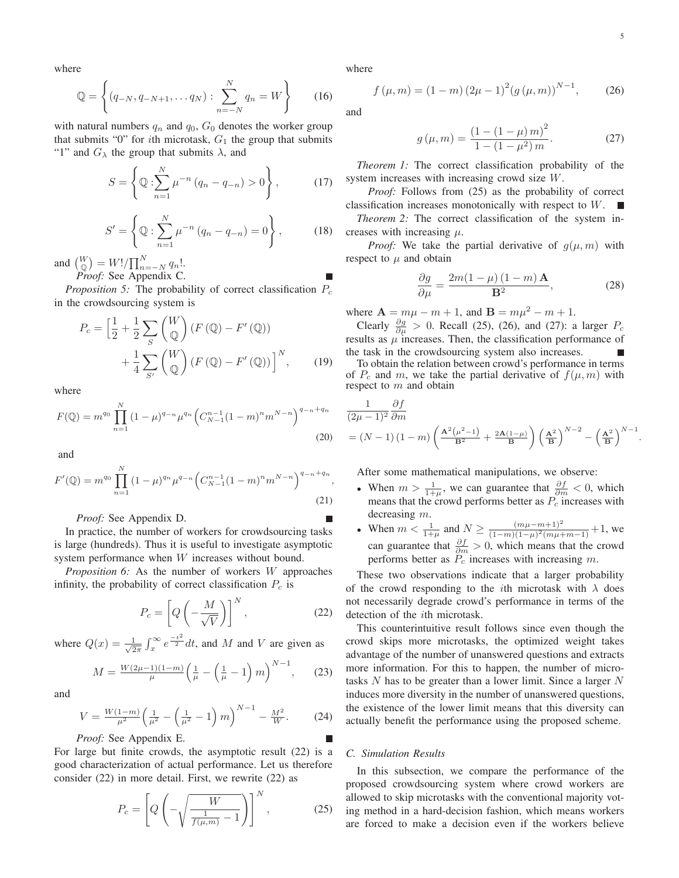where

$$\mathbb{Q} = \left\{ (q_{-N}, q_{-N+1}, \ldots q_N) : \sum_{n=-N}^{N} q_n = W \right\} \tag{16}$$

with natural numbers $q_n$ and $q_0$, $G_0$ denotes the worker group that submits "0" for $i$th microtask, $G_1$ the group that submits "1" and $G_\lambda$ the group that submits $\lambda$, and

$$S = \left\{ \mathbb{Q} : \sum_{n=1}^{N} \mu^{-n} \left( q_n - q_{-n} \right) > 0 \right\}, \tag{17}$$

$$S' = \left\{ \mathbb{Q} : \sum_{n=1}^{N} \mu^{-n} \left( q_n - q_{-n} \right) = 0 \right\}, \tag{18}$$

and $\binom{W}{\mathbb{Q}} = W! / \prod_{n=-N}^{N} q_n!$.

*Proof:* See Appendix C. ∎

*Proposition 5:* The probability of correct classification $P_c$ in the crowdsourcing system is

$$P_c = \Big[ \frac{1}{2} + \frac{1}{2} \sum_{S} \binom{W}{\mathbb{Q}} \left( F(\mathbb{Q}) - F'(\mathbb{Q}) \right) + \frac{1}{4} \sum_{S'} \binom{W}{\mathbb{Q}} \left( F(\mathbb{Q}) - F'(\mathbb{Q}) \right) \Big]^N, \tag{19}$$

where

$$F(\mathbb{Q}) = m^{q_0} \prod_{n=1}^{N} (1-\mu)^{q_{-n}} \mu^{q_n} \left( C_{N-1}^{n-1} (1-m)^n m^{N-n} \right)^{q_{-n}+q_n} \tag{20}$$

and

$$F'(\mathbb{Q}) = m^{q_0} \prod_{n=1}^{N} (1-\mu)^{q_n} \mu^{q_{-n}} \left( C_{N-1}^{n-1} (1-m)^n m^{N-n} \right)^{q_{-n}+q_n}, \tag{21}$$

*Proof:* See Appendix D. ∎

In practice, the number of workers for crowdsourcing tasks is large (hundreds). Thus it is useful to investigate asymptotic system performance when $W$ increases without bound.

*Proposition 6:* As the number of workers $W$ approaches infinity, the probability of correct classification $P_c$ is

$$P_c = \left[ Q\left( -\frac{M}{\sqrt{V}} \right) \right]^N, \tag{22}$$

where $Q(x) = \frac{1}{\sqrt{2\pi}} \int_x^\infty e^{\frac{-t^2}{2}} dt$, and $M$ and $V$ are given as

$$M = \frac{W(2\mu-1)(1-m)}{\mu} \left( \frac{1}{\mu} - \left( \frac{1}{\mu} - 1 \right) m \right)^{N-1}, \tag{23}$$

and

$$V = \frac{W(1-m)}{\mu^2} \left( \frac{1}{\mu^2} - \left( \frac{1}{\mu^2} - 1 \right) m \right)^{N-1} - \frac{M^2}{W}. \tag{24}$$

*Proof:* See Appendix E. ∎

For large but finite crowds, the asymptotic result (22) is a good characterization of actual performance. Let us therefore consider (22) in more detail. First, we rewrite (22) as

$$P_c = \left[ Q\left( -\sqrt{\frac{W}{\frac{1}{f(\mu,m)} - 1}} \right) \right]^N, \tag{25}$$

where

$$f(\mu, m) = (1-m)(2\mu - 1)^2 (g(\mu, m))^{N-1}, \tag{26}$$

and

$$g(\mu, m) = \frac{(1 - (1-\mu) m)^2}{1 - (1-\mu^2) m}. \tag{27}$$

*Theorem 1:* The correct classification probability of the system increases with increasing crowd size $W$.

*Proof:* Follows from (25) as the probability of correct classification increases monotonically with respect to $W$. ∎

*Theorem 2:* The correct classification of the system increases with increasing $\mu$.

*Proof:* We take the partial derivative of $g(\mu, m)$ with respect to $\mu$ and obtain

$$\frac{\partial g}{\partial \mu} = \frac{2m(1-\mu)(1-m)\,\mathbf{A}}{\mathbf{B}^2}, \tag{28}$$

where $\mathbf{A} = m\mu - m + 1$, and $\mathbf{B} = m\mu^2 - m + 1$.

Clearly $\frac{\partial g}{\partial \mu} > 0$. Recall (25), (26), and (27): a larger $P_c$ results as $\mu$ increases. Then, the classification performance of the task in the crowdsourcing system also increases. ∎

To obtain the relation between crowd's performance in terms of $P_c$ and $m$, we take the partial derivative of $f(\mu, m)$ with respect to $m$ and obtain

$$\frac{1}{(2\mu-1)^2} \frac{\partial f}{\partial m} = (N-1)(1-m) \left( \frac{\mathbf{A}^2 (\mu^2 - 1)}{\mathbf{B}^2} + \frac{2\mathbf{A}(1-\mu)}{\mathbf{B}} \right) \left( \frac{\mathbf{A}^2}{\mathbf{B}} \right)^{N-2} - \left( \frac{\mathbf{A}^2}{\mathbf{B}} \right)^{N-1}.$$

After some mathematical manipulations, we observe:

- When $m > \frac{1}{1+\mu}$, we can guarantee that $\frac{\partial f}{\partial m} < 0$, which means that the crowd performs better as $P_c$ increases with decreasing $m$.
- When $m < \frac{1}{1+\mu}$ and $N \geq \frac{(m\mu - m + 1)^2}{(1-m)(1-\mu)^2(m\mu + m - 1)} + 1$, we can guarantee that $\frac{\partial f}{\partial m} > 0$, which means that the crowd performs better as $P_c$ increases with increasing $m$.

These two observations indicate that a larger probability of the crowd responding to the $i$th microtask with $\lambda$ does not necessarily degrade crowd's performance in terms of the detection of the $i$th microtask.

This counterintuitive result follows since even though the crowd skips more microtasks, the optimized weight takes advantage of the number of unanswered questions and extracts more information. For this to happen, the number of microtasks $N$ has to be greater than a lower limit. Since a larger $N$ induces more diversity in the number of unanswered questions, the existence of the lower limit means that this diversity can actually benefit the performance using the proposed scheme.

### C. Simulation Results

In this subsection, we compare the performance of the proposed crowdsourcing system where crowd workers are allowed to skip microtasks with the conventional majority voting method in a hard-decision fashion, which means workers are forced to make a decision even if the workers believe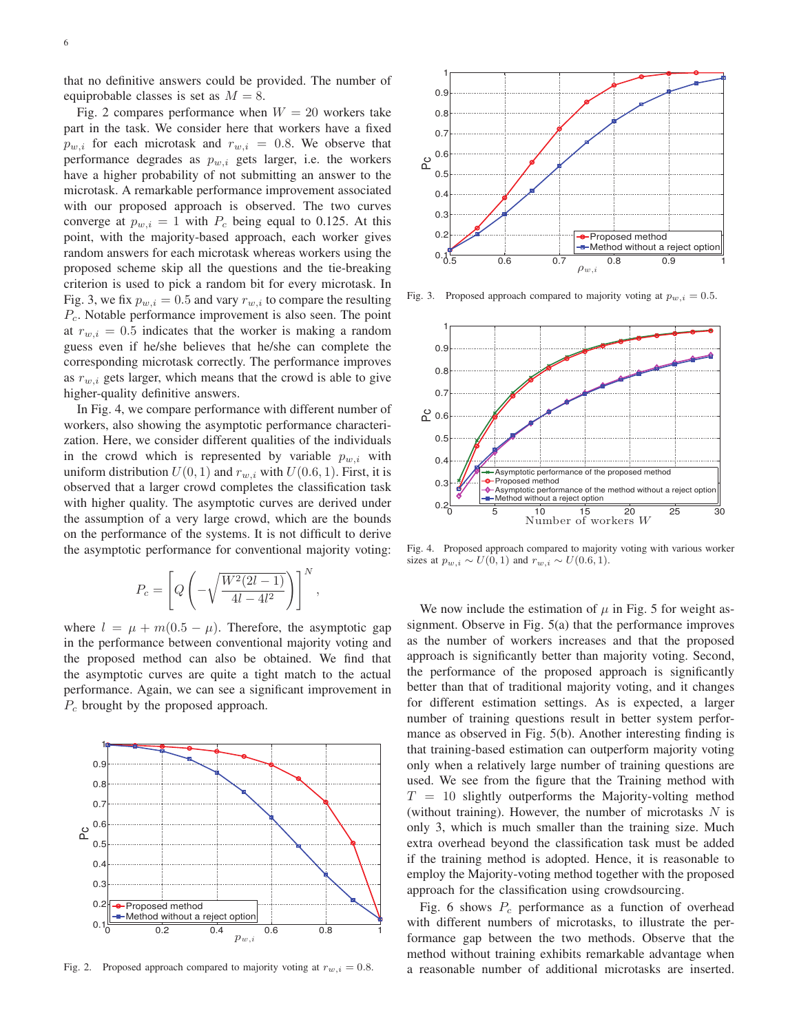that no definitive answers could be provided. The number of equiprobable classes is set as $M = 8$.

Fig. 2 compares performance when $W = 20$ workers take part in the task. We consider here that workers have a fixed $p_{w,i}$ for each microtask and $r_{w,i} = 0.8$. We observe that performance degrades as $p_{w,i}$ gets larger, i.e. the workers have a higher probability of not submitting an answer to the microtask. A remarkable performance improvement associated with our proposed approach is observed. The two curves converge at $p_{w,i} = 1$ with $P_c$ being equal to 0.125. At this point, with the majority-based approach, each worker gives random answers for each microtask whereas workers using the proposed scheme skip all the questions and the tie-breaking criterion is used to pick a random bit for every microtask. In Fig. 3, we fix $p_{w,i} = 0.5$ and vary $r_{w,i}$ to compare the resulting $P_c$. Notable performance improvement is also seen. The point at $r_{w,i} = 0.5$ indicates that the worker is making a random guess even if he/she believes that he/she can complete the corresponding microtask correctly. The performance improves as $r_{w,i}$ gets larger, which means that the crowd is able to give higher-quality definitive answers.

In Fig. 4, we compare performance with different number of workers, also showing the asymptotic performance characterization. Here, we consider different qualities of the individuals in the crowd which is represented by variable $p_{w,i}$ with uniform distribution $U(0, 1)$ and $r_{w,i}$ with $U(0.6, 1)$. First, it is observed that a larger crowd completes the classification task with higher quality. The asymptotic curves are derived under the assumption of a very large crowd, which are the bounds on the performance of the systems. It is not difficult to derive the asymptotic performance for conventional majority voting:

$$P_c = \left[ Q\left( -\sqrt{\frac{W^2(2l-1)}{4l-4l^2}} \right) \right]^N,$$

where $l = \mu + m(0.5 - \mu)$. Therefore, the asymptotic gap in the performance between conventional majority voting and the proposed method can also be obtained. We find that the asymptotic curves are quite a tight match to the actual performance. Again, we can see a significant improvement in $P_c$ brought by the proposed approach.

Fig. 2. Proposed approach compared to majority voting at $r_{w,i} = 0.8$.

Fig. 3. Proposed approach compared to majority voting at $p_{w,i} = 0.5$.

Fig. 4. Proposed approach compared to majority voting with various worker sizes at $p_{w,i} \sim U(0, 1)$ and $r_{w,i} \sim U(0.6, 1)$.

We now include the estimation of $\mu$ in Fig. 5 for weight assignment. Observe in Fig. 5(a) that the performance improves as the number of workers increases and that the proposed approach is significantly better than majority voting. Second, the performance of the proposed approach is significantly better than that of traditional majority voting, and it changes for different estimation settings. As is expected, a larger number of training questions result in better system performance as observed in Fig. 5(b). Another interesting finding is that training-based estimation can outperform majority voting only when a relatively large number of training questions are used. We see from the figure that the Training method with $T = 10$ slightly outperforms the Majority-volting method (without training). However, the number of microtasks $N$ is only 3, which is much smaller than the training size. Much extra overhead beyond the classification task must be added if the training method is adopted. Hence, it is reasonable to employ the Majority-voting method together with the proposed approach for the classification using crowdsourcing.

Fig. 6 shows $P_c$ performance as a function of overhead with different numbers of microtasks, to illustrate the performance gap between the two methods. Observe that the method without training exhibits remarkable advantage when a reasonable number of additional microtasks are inserted.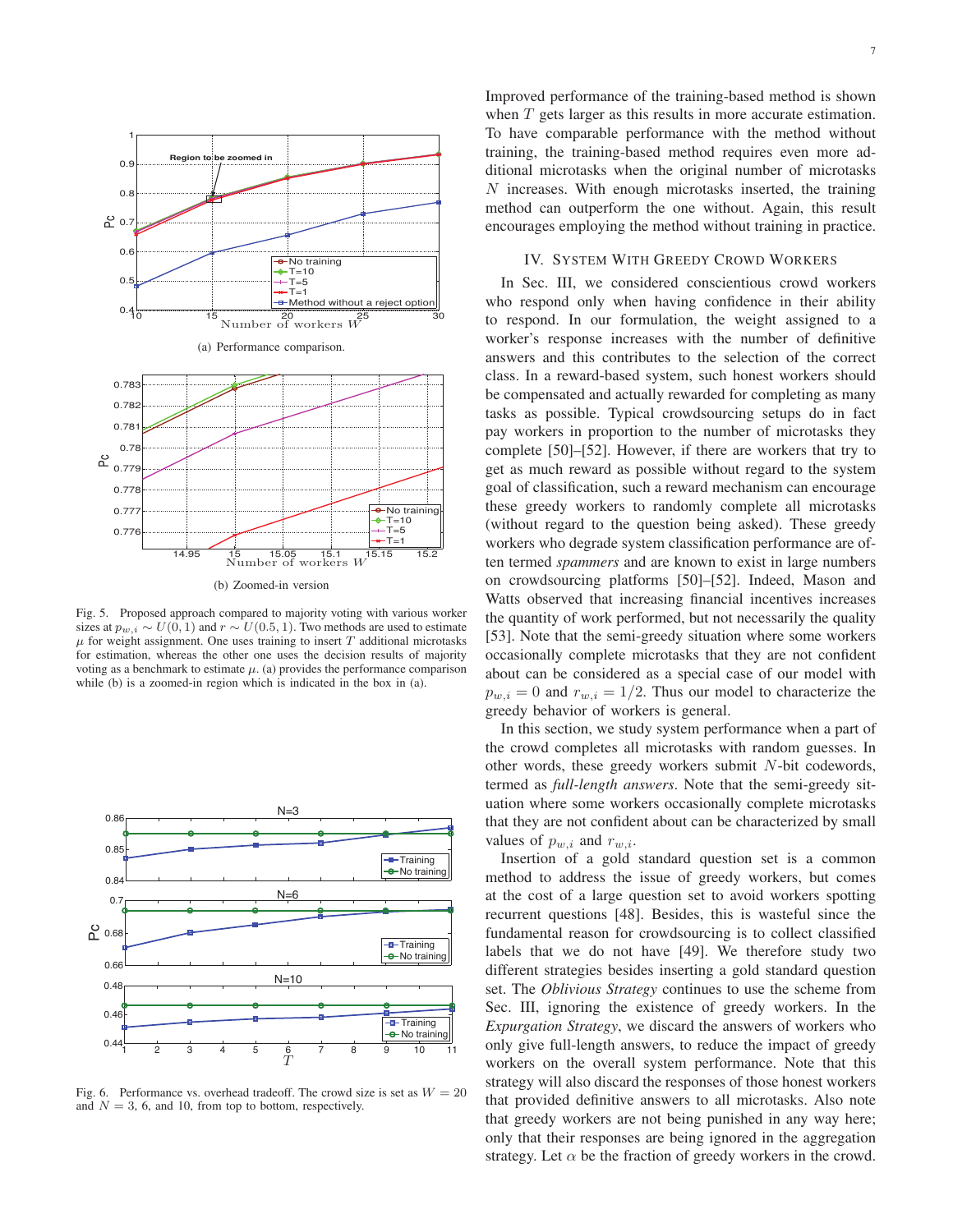(a) Performance comparison.

(b) Zoomed-in version

Fig. 5. Proposed approach compared to majority voting with various worker sizes at $p_{w,i} \sim U(0,1)$ and $r \sim U(0.5,1)$. Two methods are used to estimate $\mu$ for weight assignment. One uses training to insert $T$ additional microtasks for estimation, whereas the other one uses the decision results of majority voting as a benchmark to estimate $\mu$. (a) provides the performance comparison while (b) is a zoomed-in region which is indicated in the box in (a).

Fig. 6. Performance vs. overhead tradeoff. The crowd size is set as $W = 20$ and $N = 3$, 6, and 10, from top to bottom, respectively.

Improved performance of the training-based method is shown when $T$ gets larger as this results in more accurate estimation. To have comparable performance with the method without training, the training-based method requires even more additional microtasks when the original number of microtasks $N$ increases. With enough microtasks inserted, the training method can outperform the one without. Again, this result encourages employing the method without training in practice.

## IV. System With Greedy Crowd Workers

In Sec. III, we considered conscientious crowd workers who respond only when having confidence in their ability to respond. In our formulation, the weight assigned to a worker's response increases with the number of definitive answers and this contributes to the selection of the correct class. In a reward-based system, such honest workers should be compensated and actually rewarded for completing as many tasks as possible. Typical crowdsourcing setups do in fact pay workers in proportion to the number of microtasks they complete [50]–[52]. However, if there are workers that try to get as much reward as possible without regard to the system goal of classification, such a reward mechanism can encourage these greedy workers to randomly complete all microtasks (without regard to the question being asked). These greedy workers who degrade system classification performance are often termed *spammers* and are known to exist in large numbers on crowdsourcing platforms [50]–[52]. Indeed, Mason and Watts observed that increasing financial incentives increases the quantity of work performed, but not necessarily the quality [53]. Note that the semi-greedy situation where some workers occasionally complete microtasks that they are not confident about can be considered as a special case of our model with $p_{w,i} = 0$ and $r_{w,i} = 1/2$. Thus our model to characterize the greedy behavior of workers is general.

In this section, we study system performance when a part of the crowd completes all microtasks with random guesses. In other words, these greedy workers submit $N$-bit codewords, termed as *full-length answers*. Note that the semi-greedy situation where some workers occasionally complete microtasks that they are not confident about can be characterized by small values of $p_{w,i}$ and $r_{w,i}$.

Insertion of a gold standard question set is a common method to address the issue of greedy workers, but comes at the cost of a large question set to avoid workers spotting recurrent questions [48]. Besides, this is wasteful since the fundamental reason for crowdsourcing is to collect classified labels that we do not have [49]. We therefore study two different strategies besides inserting a gold standard question set. The *Oblivious Strategy* continues to use the scheme from Sec. III, ignoring the existence of greedy workers. In the *Expurgation Strategy*, we discard the answers of workers who only give full-length answers, to reduce the impact of greedy workers on the overall system performance. Note that this strategy will also discard the responses of those honest workers that provided definitive answers to all microtasks. Also note that greedy workers are not being punished in any way here; only that their responses are being ignored in the aggregation strategy. Let $\alpha$ be the fraction of greedy workers in the crowd.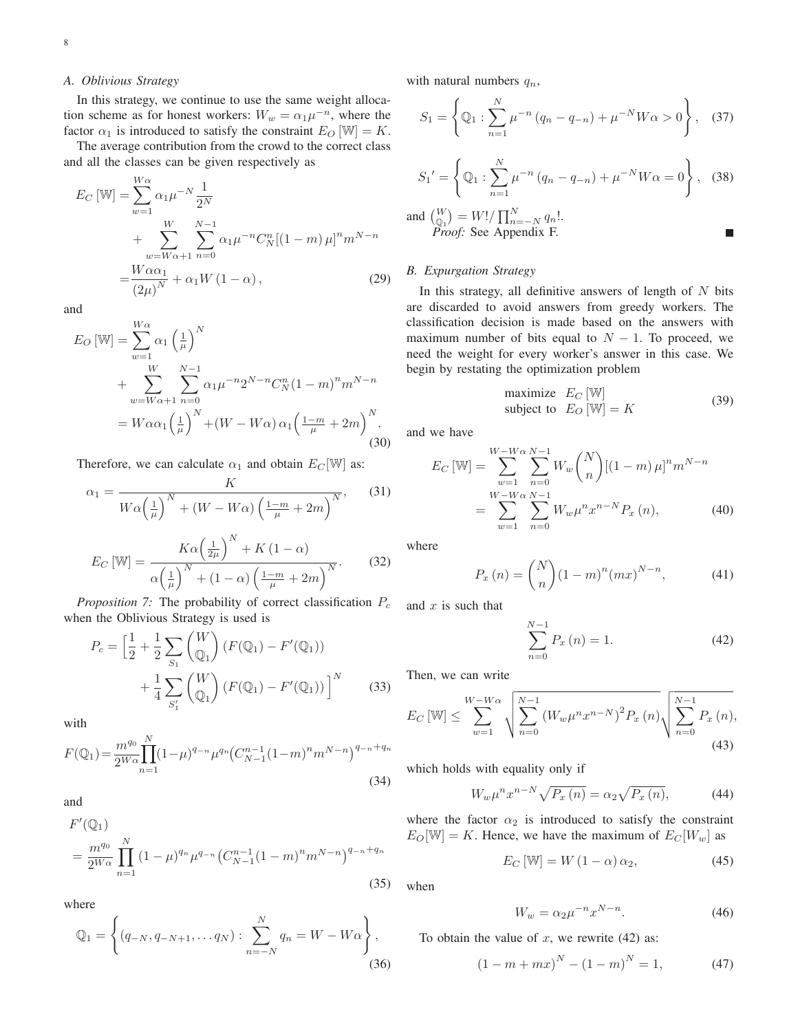### A. Oblivious Strategy

In this strategy, we continue to use the same weight allocation scheme as for honest workers: $W_w = \alpha_1 \mu^{-n}$, where the factor $\alpha_1$ is introduced to satisfy the constraint $E_O[\mathbb{W}] = K$.

The average contribution from the crowd to the correct class and all the classes can be given respectively as

$$
\begin{aligned}
E_C[\mathbb{W}] &= \sum_{w=1}^{W\alpha} \alpha_1 \mu^{-N} \frac{1}{2^N} \\
&\quad + \sum_{w=W\alpha+1}^{W} \sum_{n=0}^{N-1} \alpha_1 \mu^{-n} C_N^n [(1-m)\mu]^n m^{N-n} \\
&= \frac{W\alpha\alpha_1}{(2\mu)^N} + \alpha_1 W (1-\alpha),
\end{aligned} \tag{29}
$$

and

$$
\begin{aligned}
E_O[\mathbb{W}] &= \sum_{w=1}^{W\alpha} \alpha_1 \left(\frac{1}{\mu}\right)^N \\
&\quad + \sum_{w=W\alpha+1}^{W} \sum_{n=0}^{N-1} \alpha_1 \mu^{-n} 2^{N-n} C_N^n (1-m)^n m^{N-n} \\
&= W\alpha\alpha_1 \left(\frac{1}{\mu}\right)^N + (W - W\alpha)\alpha_1 \left(\frac{1-m}{\mu} + 2m\right)^N.
\end{aligned} \tag{30}
$$

Therefore, we can calculate $\alpha_1$ and obtain $E_C[\mathbb{W}]$ as:

$$
\alpha_1 = \frac{K}{W\alpha\left(\frac{1}{\mu}\right)^N + (W - W\alpha)\left(\frac{1-m}{\mu} + 2m\right)^N}, \tag{31}
$$

$$
E_C[\mathbb{W}] = \frac{K\alpha\left(\frac{1}{2\mu}\right)^N + K(1-\alpha)}{\alpha\left(\frac{1}{\mu}\right)^N + (1-\alpha)\left(\frac{1-m}{\mu} + 2m\right)^N}. \tag{32}
$$

*Proposition 7:* The probability of correct classification $P_c$ when the Oblivious Strategy is used is

$$
\begin{aligned}
P_c = \Big[\frac{1}{2} &+ \frac{1}{2}\sum_{S_1} \binom{W}{\mathbb{Q}_1} \left(F(\mathbb{Q}_1) - F'(\mathbb{Q}_1)\right) \\
&+ \frac{1}{4}\sum_{S_1'} \binom{W}{\mathbb{Q}_1} \left(F(\mathbb{Q}_1) - F'(\mathbb{Q}_1)\right)\Big]^N
\end{aligned} \tag{33}
$$

with

$$
F(\mathbb{Q}_1) = \frac{m^{q_0}}{2^{W\alpha}} \prod_{n=1}^{N} (1-\mu)^{q_{-n}} \mu^{q_n} \left(C_{N-1}^{n-1}(1-m)^n m^{N-n}\right)^{q_{-n}+q_n} \tag{34}
$$

and

$$
\begin{aligned}
&F'(\mathbb{Q}_1) \\
&= \frac{m^{q_0}}{2^{W\alpha}} \prod_{n=1}^{N} (1-\mu)^{q_n} \mu^{q_{-n}} \left(C_{N-1}^{n-1}(1-m)^n m^{N-n}\right)^{q_{-n}+q_n}
\end{aligned} \tag{35}
$$

where

$$
\mathbb{Q}_1 = \left\{ (q_{-N}, q_{-N+1}, \ldots q_N) : \sum_{n=-N}^{N} q_n = W - W\alpha \right\}, \tag{36}
$$

with natural numbers $q_n$,

$$
S_1 = \left\{ \mathbb{Q}_1 : \sum_{n=1}^{N} \mu^{-n}(q_n - q_{-n}) + \mu^{-N} W\alpha > 0 \right\}, \tag{37}
$$

$$
S_1' = \left\{ \mathbb{Q}_1 : \sum_{n=1}^{N} \mu^{-n}(q_n - q_{-n}) + \mu^{-N} W\alpha = 0 \right\}, \tag{38}
$$

and $\binom{W}{\mathbb{Q}_1} = W! / \prod_{n=-N}^{N} q_n!$.

*Proof:* See Appendix F. ∎

### B. Expurgation Strategy

In this strategy, all definitive answers of length of $N$ bits are discarded to avoid answers from greedy workers. The classification decision is made based on the answers with maximum number of bits equal to $N-1$. To proceed, we need the weight for every worker's answer in this case. We begin by restating the optimization problem

$$
\begin{aligned}
&\text{maximize} \;\; E_C[\mathbb{W}] \\
&\text{subject to} \;\; E_O[\mathbb{W}] = K
\end{aligned} \tag{39}
$$

and we have

$$
\begin{aligned}
E_C[\mathbb{W}] &= \sum_{w=1}^{W-W\alpha} \sum_{n=0}^{N-1} W_w \binom{N}{n} [(1-m)\mu]^n m^{N-n} \\
&= \sum_{w=1}^{W-W\alpha} \sum_{n=0}^{N-1} W_w \mu^n x^{n-N} P_x(n),
\end{aligned} \tag{40}
$$

where

$$
P_x(n) = \binom{N}{n} (1-m)^n (mx)^{N-n}, \tag{41}
$$

and $x$ is such that

$$
\sum_{n=0}^{N-1} P_x(n) = 1. \tag{42}
$$

Then, we can write

$$
E_C[\mathbb{W}] \leq \sum_{w=1}^{W-W\alpha} \sqrt{\sum_{n=0}^{N-1} \left(W_w \mu^n x^{n-N}\right)^2 P_x(n)} \sqrt{\sum_{n=0}^{N-1} P_x(n)}, \tag{43}
$$

which holds with equality only if

$$
W_w \mu^n x^{n-N} \sqrt{P_x(n)} = \alpha_2 \sqrt{P_x(n)}, \tag{44}
$$

where the factor $\alpha_2$ is introduced to satisfy the constraint $E_O[\mathbb{W}] = K$. Hence, we have the maximum of $E_C[W_w]$ as

$$
E_C[\mathbb{W}] = W(1-\alpha)\alpha_2, \tag{45}
$$

when

$$
W_w = \alpha_2 \mu^{-n} x^{N-n}. \tag{46}
$$

To obtain the value of $x$, we rewrite (42) as:

$$
(1 - m + mx)^N - (1-m)^N = 1, \tag{47}
$$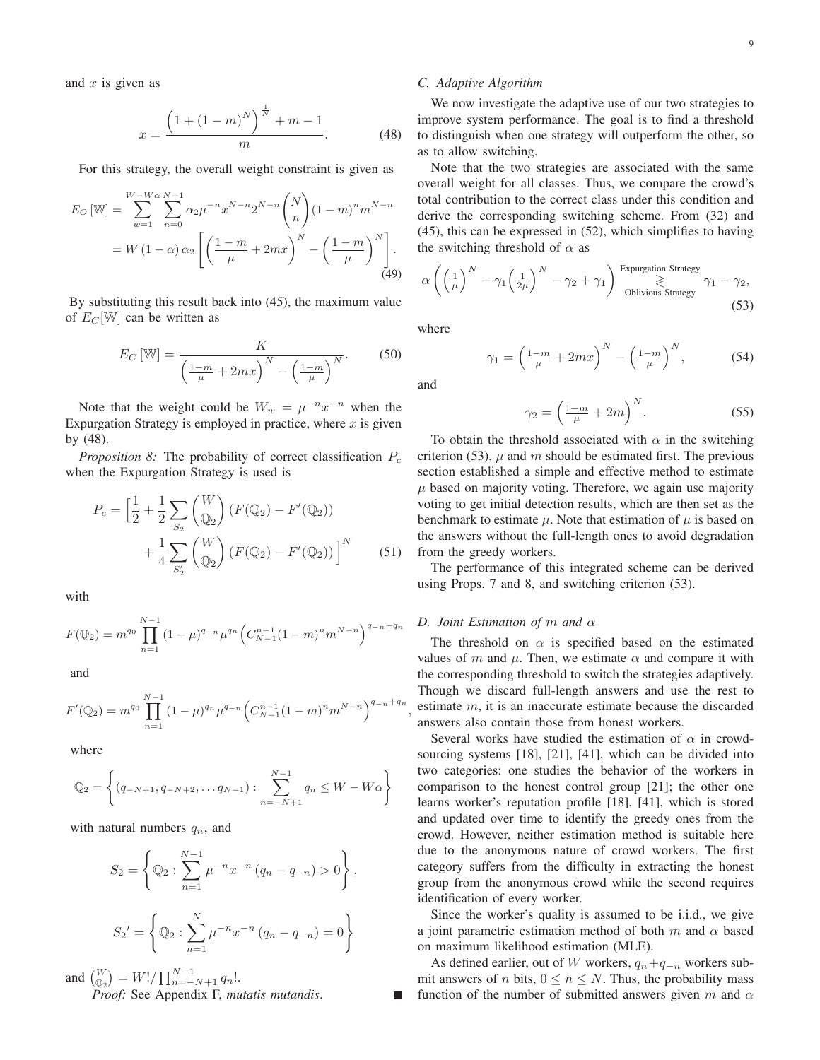and $x$ is given as

$$x = \frac{\left(1 + (1-m)^N\right)^{\frac{1}{N}} + m - 1}{m}. \tag{48}$$

For this strategy, the overall weight constraint is given as

$$\begin{aligned} E_O[\mathbb{W}] &= \sum_{w=1}^{W-W\alpha} \sum_{n=0}^{N-1} \alpha_2 \mu^{-n} x^{N-n} 2^{N-n} \binom{N}{n} (1-m)^n m^{N-n} \\ &= W(1-\alpha)\alpha_2 \left[ \left( \frac{1-m}{\mu} + 2mx \right)^N - \left( \frac{1-m}{\mu} \right)^N \right]. \end{aligned} \tag{49}$$

By substituting this result back into (45), the maximum value of $E_C[\mathbb{W}]$ can be written as

$$E_C[\mathbb{W}] = \frac{K}{\left(\frac{1-m}{\mu} + 2mx\right)^N - \left(\frac{1-m}{\mu}\right)^N}. \tag{50}$$

Note that the weight could be $W_w = \mu^{-n} x^{-n}$ when the Expurgation Strategy is employed in practice, where $x$ is given by (48).

*Proposition 8:* The probability of correct classification $P_c$ when the Expurgation Strategy is used is

$$\begin{aligned} P_c = \Big[ \frac{1}{2} &+ \frac{1}{2} \sum_{S_2} \binom{W}{\mathbb{Q}_2} \left( F(\mathbb{Q}_2) - F'(\mathbb{Q}_2) \right) \\ &+ \frac{1}{4} \sum_{S_2'} \binom{W}{\mathbb{Q}_2} \left( F(\mathbb{Q}_2) - F'(\mathbb{Q}_2) \right) \Big]^N \end{aligned} \tag{51}$$

with

$$F(\mathbb{Q}_2) = m^{q_0} \prod_{n=1}^{N-1} (1-\mu)^{q_{-n}} \mu^{q_n} \left( C_{N-1}^{n-1} (1-m)^n m^{N-n} \right)^{q_{-n}+q_n}$$

and

$$F'(\mathbb{Q}_2) = m^{q_0} \prod_{n=1}^{N-1} (1-\mu)^{q_n} \mu^{q_{-n}} \left( C_{N-1}^{n-1} (1-m)^n m^{N-n} \right)^{q_{-n}+q_n},$$

where

$$\mathbb{Q}_2 = \left\{ (q_{-N+1}, q_{-N+2}, \ldots q_{N-1}) : \sum_{n=-N+1}^{N-1} q_n \leq W - W\alpha \right\}$$

with natural numbers $q_n$, and

$$S_2 = \left\{ \mathbb{Q}_2 : \sum_{n=1}^{N-1} \mu^{-n} x^{-n} (q_n - q_{-n}) > 0 \right\},$$

$$S_2' = \left\{ \mathbb{Q}_2 : \sum_{n=1}^{N} \mu^{-n} x^{-n} (q_n - q_{-n}) = 0 \right\}$$

and $\binom{W}{\mathbb{Q}_2} = W! / \prod_{n=-N+1}^{N-1} q_n!$.

*Proof:* See Appendix F, *mutatis mutandis*. ■

### C. Adaptive Algorithm

We now investigate the adaptive use of our two strategies to improve system performance. The goal is to find a threshold to distinguish when one strategy will outperform the other, so as to allow switching.

Note that the two strategies are associated with the same overall weight for all classes. Thus, we compare the crowd's total contribution to the correct class under this condition and derive the corresponding switching scheme. From (32) and (45), this can be expressed in (52), which simplifies to having the switching threshold of $\alpha$ as

$$\alpha \left( \left(\frac{1}{\mu}\right)^N - \gamma_1 \left(\frac{1}{2\mu}\right)^N - \gamma_2 + \gamma_1 \right) \underset{\text{Oblivious Strategy}}{\overset{\text{Expurgation Strategy}}{\gtrless}} \gamma_1 - \gamma_2, \tag{53}$$

where

$$\gamma_1 = \left(\frac{1-m}{\mu} + 2mx\right)^N - \left(\frac{1-m}{\mu}\right)^N, \tag{54}$$

and

$$\gamma_2 = \left(\frac{1-m}{\mu} + 2m\right)^N. \tag{55}$$

To obtain the threshold associated with $\alpha$ in the switching criterion (53), $\mu$ and $m$ should be estimated first. The previous section established a simple and effective method to estimate $\mu$ based on majority voting. Therefore, we again use majority voting to get initial detection results, which are then set as the benchmark to estimate $\mu$. Note that estimation of $\mu$ is based on the answers without the full-length ones to avoid degradation from the greedy workers.

The performance of this integrated scheme can be derived using Props. 7 and 8, and switching criterion (53).

### D. Joint Estimation of $m$ and $\alpha$

The threshold on $\alpha$ is specified based on the estimated values of $m$ and $\mu$. Then, we estimate $\alpha$ and compare it with the corresponding threshold to switch the strategies adaptively. Though we discard full-length answers and use the rest to estimate $m$, it is an inaccurate estimate because the discarded answers also contain those from honest workers.

Several works have studied the estimation of $\alpha$ in crowdsourcing systems [18], [21], [41], which can be divided into two categories: one studies the behavior of the workers in comparison to the honest control group [21]; the other one learns worker's reputation profile [18], [41], which is stored and updated over time to identify the greedy ones from the crowd. However, neither estimation method is suitable here due to the anonymous nature of crowd workers. The first category suffers from the difficulty in extracting the honest group from the anonymous crowd while the second requires identification of every worker.

Since the worker's quality is assumed to be i.i.d., we give a joint parametric estimation method of both $m$ and $\alpha$ based on maximum likelihood estimation (MLE).

As defined earlier, out of $W$ workers, $q_n + q_{-n}$ workers submit answers of $n$ bits, $0 \leq n \leq N$. Thus, the probability mass function of the number of submitted answers given $m$ and $\alpha$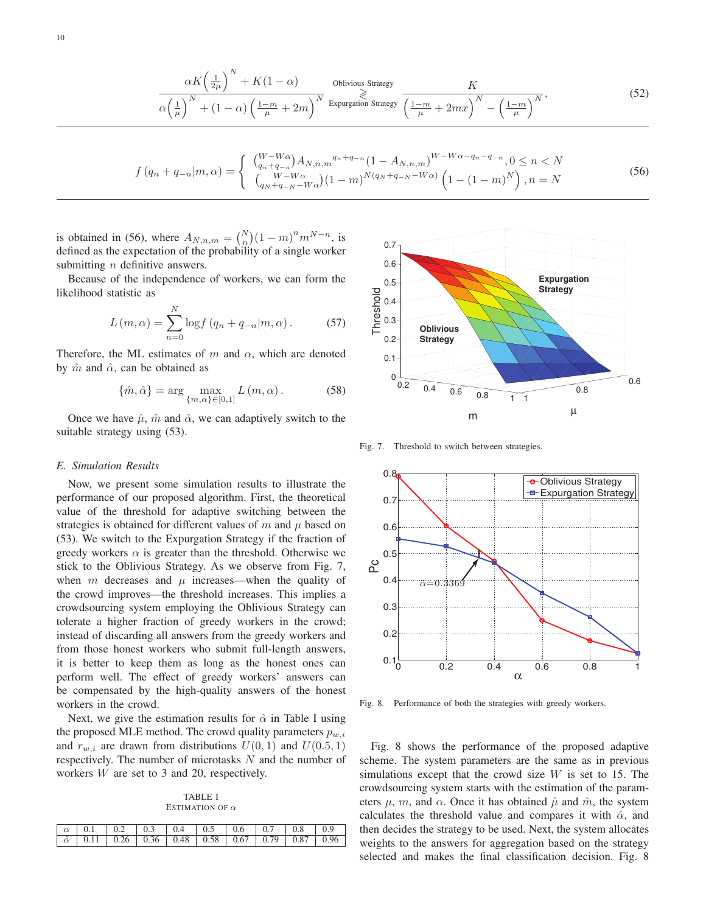$$\frac{\alpha K\left(\frac{1}{2\mu}\right)^N + K(1-\alpha)}{\alpha\left(\frac{1}{\mu}\right)^N + (1-\alpha)\left(\frac{1-m}{\mu}+2m\right)^N} \underset{\text{Expurgation Strategy}}{\overset{\text{Oblivious Strategy}}{\gtrless}} \frac{K}{\left(\frac{1-m}{\mu}+2mx\right)^N - \left(\frac{1-m}{\mu}\right)^N}, \tag{52}$$

$$f\left(q_n + q_{-n} | m, \alpha\right) = \begin{cases} \binom{W-W\alpha}{q_n+q_{-n}} A_{N,n,m}{}^{q_n+q_{-n}} (1-A_{N,n,m})^{W-W\alpha-q_n-q_{-n}}, 0 \le n < N \\ \binom{W-W\alpha}{q_N+q_{-N}-W\alpha} (1-m)^{N(q_N+q_{-N}-W\alpha)} \left(1-(1-m)^N\right), n = N \end{cases} \tag{56}$$

is obtained in (56), where $A_{N,n,m} = \binom{N}{n}(1-m)^n m^{N-n}$, is defined as the expectation of the probability of a single worker submitting $n$ definitive answers.

Because of the independence of workers, we can form the likelihood statistic as

$$L\left(m,\alpha\right) = \sum_{n=0}^{N} \log f\left(q_n + q_{-n} | m, \alpha\right). \tag{57}$$

Therefore, the ML estimates of $m$ and $\alpha$, which are denoted by $\hat{m}$ and $\hat{\alpha}$, can be obtained as

$$\{\hat{m}, \hat{\alpha}\} = \arg \max_{\{m,\alpha\}\in[0,1]} L\left(m,\alpha\right). \tag{58}$$

Once we have $\hat{\mu}$, $\hat{m}$ and $\hat{\alpha}$, we can adaptively switch to the suitable strategy using (53).

### *E. Simulation Results*

Now, we present some simulation results to illustrate the performance of our proposed algorithm. First, the theoretical value of the threshold for adaptive switching between the strategies is obtained for different values of $m$ and $\mu$ based on (53). We switch to the Expurgation Strategy if the fraction of greedy workers $\alpha$ is greater than the threshold. Otherwise we stick to the Oblivious Strategy. As we observe from Fig. 7, when $m$ decreases and $\mu$ increases—when the quality of the crowd improves—the threshold increases. This implies a crowdsourcing system employing the Oblivious Strategy can tolerate a higher fraction of greedy workers in the crowd; instead of discarding all answers from the greedy workers and from those honest workers who submit full-length answers, it is better to keep them as long as the honest ones can perform well. The effect of greedy workers' answers can be compensated by the high-quality answers of the honest workers in the crowd.

Next, we give the estimation results for $\hat{\alpha}$ in Table I using the proposed MLE method. The crowd quality parameters $p_{w,i}$ and $r_{w,i}$ are drawn from distributions $U(0,1)$ and $U(0.5,1)$ respectively. The number of microtasks $N$ and the number of workers $W$ are set to 3 and 20, respectively.

TABLE I
ESTIMATION OF $\alpha$

| $\alpha$ | 0.1 | 0.2 | 0.3 | 0.4 | 0.5 | 0.6 | 0.7 | 0.8 | 0.9 |
|---|---|---|---|---|---|---|---|---|---|
| $\hat{\alpha}$ | 0.11 | 0.26 | 0.36 | 0.48 | 0.58 | 0.67 | 0.79 | 0.87 | 0.96 |

Fig. 7. Threshold to switch between strategies.

Fig. 8. Performance of both the strategies with greedy workers.

Fig. 8 shows the performance of the proposed adaptive scheme. The system parameters are the same as in previous simulations except that the crowd size $W$ is set to 15. The crowdsourcing system starts with the estimation of the parameters $\mu$, $m$, and $\alpha$. Once it has obtained $\hat{\mu}$ and $\hat{m}$, the system calculates the threshold value and compares it with $\hat{\alpha}$, and then decides the strategy to be used. Next, the system allocates weights to the answers for aggregation based on the strategy selected and makes the final classification decision. Fig. 8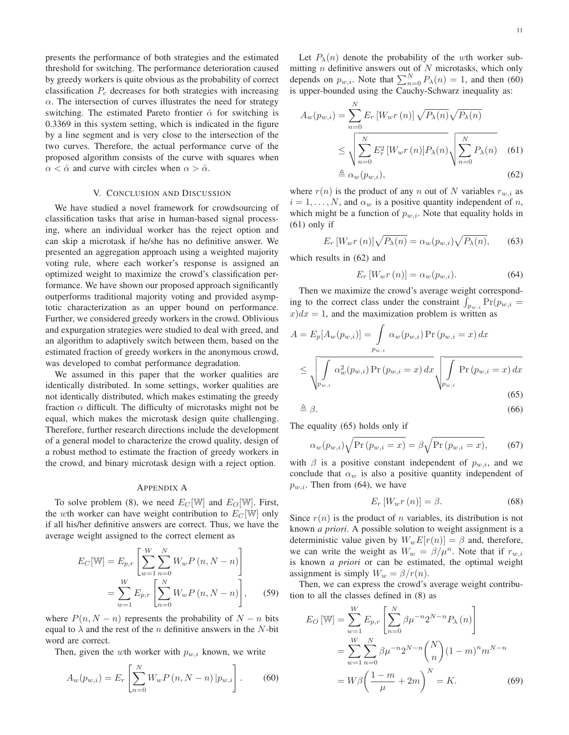presents the performance of both strategies and the estimated threshold for switching. The performance deterioration caused by greedy workers is quite obvious as the probability of correct classification $P_c$ decreases for both strategies with increasing $\alpha$. The intersection of curves illustrates the need for strategy switching. The estimated Pareto frontier $\hat{\alpha}$ for switching is 0.3369 in this system setting, which is indicated in the figure by a line segment and is very close to the intersection of the two curves. Therefore, the actual performance curve of the proposed algorithm consists of the curve with squares when $\alpha < \hat{\alpha}$ and curve with circles when $\alpha > \hat{\alpha}$.

## V. Conclusion and Discussion

We have studied a novel framework for crowdsourcing of classification tasks that arise in human-based signal processing, where an individual worker has the reject option and can skip a microtask if he/she has no definitive answer. We presented an aggregation approach using a weighted majority voting rule, where each worker's response is assigned an optimized weight to maximize the crowd's classification performance. We have shown our proposed approach significantly outperforms traditional majority voting and provided asymptotic characterization as an upper bound on performance. Further, we considered greedy workers in the crowd. Oblivious and expurgation strategies were studied to deal with greed, and an algorithm to adaptively switch between them, based on the estimated fraction of greedy workers in the anonymous crowd, was developed to combat performance degradation.

We assumed in this paper that the worker qualities are identically distributed. In some settings, worker qualities are not identically distributed, which makes estimating the greedy fraction $\alpha$ difficult. The difficulty of microtasks might not be equal, which makes the microtask design quite challenging. Therefore, further research directions include the development of a general model to characterize the crowd quality, design of a robust method to estimate the fraction of greedy workers in the crowd, and binary microtask design with a reject option.

## Appendix A

To solve problem (8), we need $E_C[\mathbb{W}]$ and $E_O[\mathbb{W}]$. First, the $w$th worker can have weight contribution to $E_C[\mathbb{W}]$ only if all his/her definitive answers are correct. Thus, we have the average weight assigned to the correct element as

$$
\begin{aligned}
E_C[\mathbb{W}] &= E_{p,r}\left[\sum_{w=1}^{W}\sum_{n=0}^{N} W_w P\left(n, N-n\right)\right] \\
&= \sum_{w=1}^{W} E_{p,r}\left[\sum_{n=0}^{N} W_w P\left(n, N-n\right)\right], \qquad (59)
\end{aligned}
$$

where $P(n, N-n)$ represents the probability of $N-n$ bits equal to $\lambda$ and the rest of the $n$ definitive answers in the $N$-bit word are correct.

Then, given the $w$th worker with $p_{w,i}$ known, we write

$$
A_w(p_{w,i}) = E_r\left[\sum_{n=0}^{N} W_w P\left(n, N-n\right)|p_{w,i}\right]. \qquad (60)
$$

Let $P_\lambda(n)$ denote the probability of the $w$th worker submitting $n$ definitive answers out of $N$ microtasks, which only depends on $p_{w,i}$. Note that $\sum_{n=0}^{N} P_\lambda(n) = 1$, and then (60) is upper-bounded using the Cauchy-Schwarz inequality as:

$$
\begin{aligned}
A_w(p_{w,i}) &= \sum_{n=0}^{N} E_r\left[W_w r\left(n\right)\right]\sqrt{P_\lambda(n)}\sqrt{P_\lambda(n)} \\
&\leq \sqrt{\sum_{n=0}^{N} E_r^2\left[W_w r\left(n\right)\right] P_\lambda(n)}\sqrt{\sum_{n=0}^{N} P_\lambda(n)} \qquad (61) \\
&\triangleq \alpha_w(p_{w,i}), \qquad (62)
\end{aligned}
$$

where $r(n)$ is the product of any $n$ out of $N$ variables $r_{w,i}$ as $i = 1, \ldots, N$, and $\alpha_w$ is a positive quantity independent of $n$, which might be a function of $p_{w,i}$. Note that equality holds in (61) only if

$$
E_r\left[W_w r\left(n\right)\right]\sqrt{P_\lambda(n)} = \alpha_w(p_{w,i})\sqrt{P_\lambda(n)}, \qquad (63)
$$

which results in (62) and

$$
E_r\left[W_w r\left(n\right)\right] = \alpha_w(p_{w,i}). \qquad (64)
$$

Then we maximize the crowd's average weight corresponding to the correct class under the constraint $\int_{p_{w,i}} \Pr(p_{w,i} = x)dx = 1$, and the maximization problem is written as

$$
\begin{aligned}
A &= E_p[A_w(p_{w,i})] = \int_{p_{w,i}} \alpha_w(p_{w,i}) \Pr\left(p_{w,i} = x\right) dx \\
&\leq \sqrt{\int_{p_{w,i}} \alpha_w^2(p_{w,i}) \Pr\left(p_{w,i} = x\right) dx}\sqrt{\int_{p_{w,i}} \Pr\left(p_{w,i} = x\right) dx} \qquad (65) \\
&\triangleq \beta. \qquad (66)
\end{aligned}
$$

The equality (65) holds only if

$$
\alpha_w(p_{w,i})\sqrt{\Pr\left(p_{w,i} = x\right)} = \beta\sqrt{\Pr\left(p_{w,i} = x\right)}, \qquad (67)
$$

with $\beta$ is a positive constant independent of $p_{w,i}$, and we conclude that $\alpha_w$ is also a positive quantity independent of $p_{w,i}$. Then from (64), we have

$$
E_r\left[W_w r\left(n\right)\right] = \beta. \qquad (68)
$$

Since $r(n)$ is the product of $n$ variables, its distribution is not known *a priori*. A possible solution to weight assignment is a deterministic value given by $W_w E[r(n)] = \beta$ and, therefore, we can write the weight as $W_w = \beta/\mu^n$. Note that if $r_{w,i}$ is known *a priori* or can be estimated, the optimal weight assignment is simply $W_w = \beta/r(n)$.

Then, we can express the crowd's average weight contribution to all the classes defined in (8) as

$$
\begin{aligned}
E_O\left[\mathbb{W}\right] &= \sum_{w=1}^{W} E_{p,r}\left[\sum_{n=0}^{N} \beta\mu^{-n} 2^{N-n} P_\lambda\left(n\right)\right] \\
&= \sum_{w=1}^{W}\sum_{n=0}^{N} \beta\mu^{-n} 2^{N-n}\binom{N}{n}(1-m)^n m^{N-n} \\
&= W\beta\left(\frac{1-m}{\mu} + 2m\right)^N = K. \qquad (69)
\end{aligned}
$$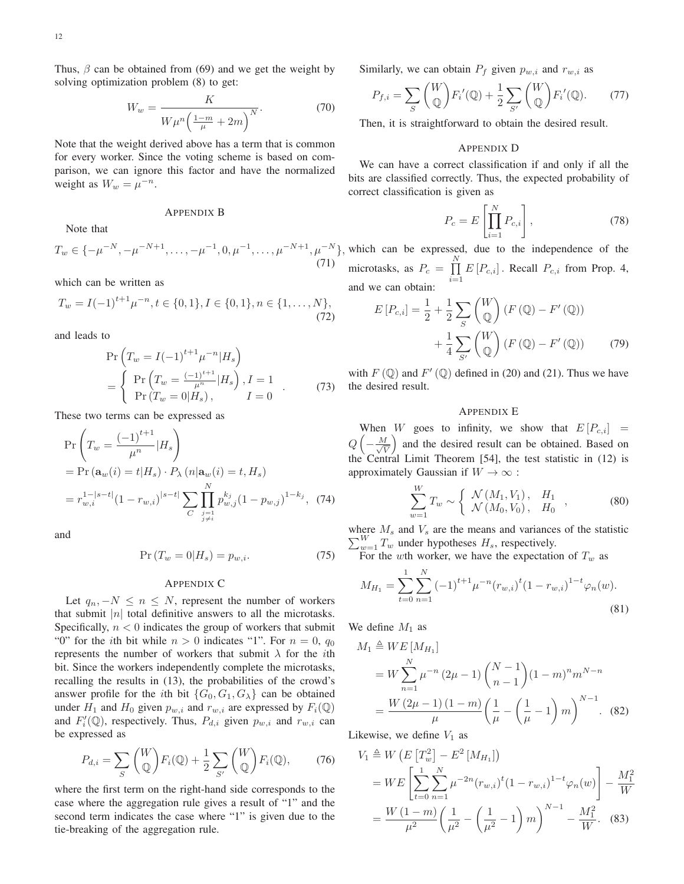Thus, $\beta$ can be obtained from (69) and we get the weight by solving optimization problem (8) to get:

$$W_w = \frac{K}{W\mu^n\left(\frac{1-m}{\mu}+2m\right)^N}. \tag{70}$$

Note that the weight derived above has a term that is common for every worker. Since the voting scheme is based on comparison, we can ignore this factor and have the normalized weight as $W_w = \mu^{-n}$.

## Appendix B

Note that

$$T_w \in \{-\mu^{-N}, -\mu^{-N+1}, \ldots, -\mu^{-1}, 0, \mu^{-1}, \ldots, \mu^{-N+1}, \mu^{-N}\}, \tag{71}$$

which can be written as

$$T_w = I(-1)^{t+1}\mu^{-n}, t \in \{0,1\}, I \in \{0,1\}, n \in \{1, \ldots, N\}, \tag{72}$$

and leads to

$$\begin{aligned}
&\Pr\left(T_w = I(-1)^{t+1}\mu^{-n}|H_s\right) \\
&= \begin{cases} \Pr\left(T_w = \frac{(-1)^{t+1}}{\mu^n}|H_s\right), I = 1 \\ \Pr\left(T_w = 0|H_s\right), \qquad\quad I = 0 \end{cases}.
\end{aligned} \tag{73}$$

These two terms can be expressed as

$$\begin{aligned}
&\Pr\left(T_w = \frac{(-1)^{t+1}}{\mu^n}|H_s\right) \\
&= \Pr\left(\mathbf{a}_w(i) = t|H_s\right) \cdot P_\lambda\left(n|\mathbf{a}_w(i) = t, H_s\right) \\
&= r_{w,i}^{1-|s-t|}(1-r_{w,i})^{|s-t|} \sum_C \prod_{\substack{j=1\\ j\neq i}}^N p_{w,j}^{k_j}(1-p_{w,j})^{1-k_j},
\end{aligned} \tag{74}$$

and

$$\Pr\left(T_w = 0|H_s\right) = p_{w,i}. \tag{75}$$

## Appendix C

Let $q_n, -N \leq n \leq N$, represent the number of workers that submit $|n|$ total definitive answers to all the microtasks. Specifically, $n < 0$ indicates the group of workers that submit "0" for the $i$th bit while $n > 0$ indicates "1". For $n = 0$, $q_0$ represents the number of workers that submit $\lambda$ for the $i$th bit. Since the workers independently complete the microtasks, recalling the results in (13), the probabilities of the crowd's answer profile for the $i$th bit $\{G_0, G_1, G_\lambda\}$ can be obtained under $H_1$ and $H_0$ given $p_{w,i}$ and $r_{w,i}$ are expressed by $F_i(\mathbb{Q})$ and $F_i'(\mathbb{Q})$, respectively. Thus, $P_{d,i}$ given $p_{w,i}$ and $r_{w,i}$ can be expressed as

$$P_{d,i} = \sum_S \binom{W}{\mathbb{Q}} F_i(\mathbb{Q}) + \frac{1}{2}\sum_{S'} \binom{W}{\mathbb{Q}} F_i(\mathbb{Q}), \tag{76}$$

where the first term on the right-hand side corresponds to the case where the aggregation rule gives a result of "1" and the second term indicates the case where "1" is given due to the tie-breaking of the aggregation rule.

Similarly, we can obtain $P_f$ given $p_{w,i}$ and $r_{w,i}$ as

$$P_{f,i} = \sum_S \binom{W}{\mathbb{Q}} {F_i}'(\mathbb{Q}) + \frac{1}{2}\sum_{S'} \binom{W}{\mathbb{Q}} {F_i}'(\mathbb{Q}). \tag{77}$$

Then, it is straightforward to obtain the desired result.

## Appendix D

We can have a correct classification if and only if all the bits are classified correctly. Thus, the expected probability of correct classification is given as

$$P_c = E\left[\prod_{i=1}^N P_{c,i}\right], \tag{78}$$

which can be expressed, due to the independence of the microtasks, as $P_c = \prod_{i=1}^N E\left[P_{c,i}\right]$. Recall $P_{c,i}$ from Prop. 4, and we can obtain:

$$\begin{aligned}
E\left[P_{c,i}\right] = &\frac{1}{2} + \frac{1}{2}\sum_S \binom{W}{\mathbb{Q}}\left(F\left(\mathbb{Q}\right) - F'\left(\mathbb{Q}\right)\right) \\
&+ \frac{1}{4}\sum_{S'} \binom{W}{\mathbb{Q}}\left(F\left(\mathbb{Q}\right) - F'\left(\mathbb{Q}\right)\right)
\end{aligned} \tag{79}$$

with $F\left(\mathbb{Q}\right)$ and $F'\left(\mathbb{Q}\right)$ defined in (20) and (21). Thus we have the desired result.

## Appendix E

When $W$ goes to infinity, we show that $E\left[P_{c,i}\right] = Q\left(-\frac{M}{\sqrt{V}}\right)$ and the desired result can be obtained. Based on the Central Limit Theorem [54], the test statistic in (12) is approximately Gaussian if $W \to \infty$ :

$$\sum_{w=1}^W T_w \sim \begin{cases} \mathcal{N}\left(M_1, V_1\right), & H_1 \\ \mathcal{N}\left(M_0, V_0\right), & H_0 \end{cases}, \tag{80}$$

where $M_s$ and $V_s$ are the means and variances of the statistic $\sum_{w=1}^W T_w$ under hypotheses $H_s$, respectively.

For the $w$th worker, we have the expectation of $T_w$ as

$$M_{H_1} = \sum_{t=0}^1 \sum_{n=1}^N (-1)^{t+1}\mu^{-n}(r_{w,i})^t(1-r_{w,i})^{1-t}\varphi_n(w). \tag{81}$$

We define $M_1$ as

$$\begin{aligned}
M_1 &\triangleq WE\left[M_{H_1}\right] \\
&= W\sum_{n=1}^N \mu^{-n}\left(2\mu-1\right)\binom{N-1}{n-1}(1-m)^n m^{N-n} \\
&= \frac{W\left(2\mu-1\right)\left(1-m\right)}{\mu}\left(\frac{1}{\mu} - \left(\frac{1}{\mu}-1\right)m\right)^{N-1}.
\end{aligned} \tag{82}$$

Likewise, we define $V_1$ as

$$\begin{aligned}
V_1 &\triangleq W\left(E\left[T_w^2\right] - E^2\left[M_{H_1}\right]\right) \\
&= WE\left[\sum_{t=0}^1\sum_{n=1}^N \mu^{-2n}(r_{w,i})^t(1-r_{w,i})^{1-t}\varphi_n(w)\right] - \frac{M_1^2}{W} \\
&= \frac{W\left(1-m\right)}{\mu^2}\left(\frac{1}{\mu^2} - \left(\frac{1}{\mu^2}-1\right)m\right)^{N-1} - \frac{M_1^2}{W}.
\end{aligned} \tag{83}$$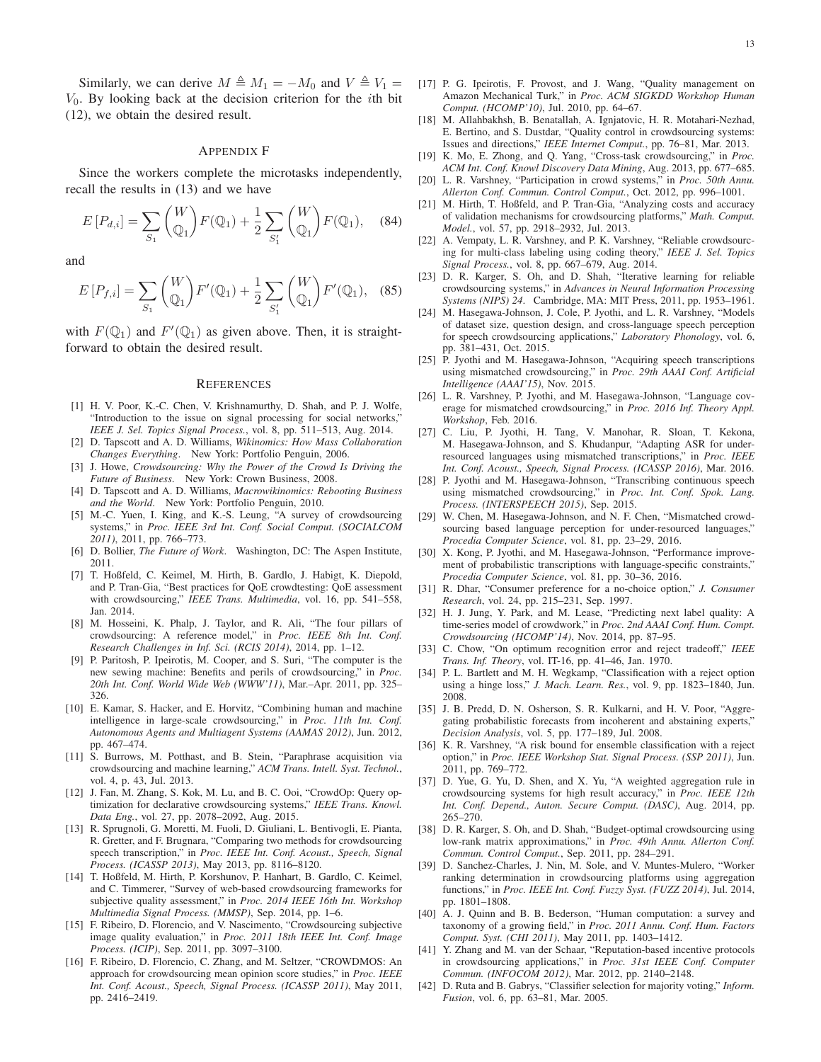Similarly, we can derive $M \triangleq M_1 = -M_0$ and $V \triangleq V_1 = V_0$. By looking back at the decision criterion for the $i$th bit (12), we obtain the desired result.

## Appendix F

Since the workers complete the microtasks independently, recall the results in (13) and we have

$$E\left[P_{d,i}\right] = \sum_{S_1} \binom{W}{\mathbb{Q}_1} F(\mathbb{Q}_1) + \frac{1}{2} \sum_{S_1'} \binom{W}{\mathbb{Q}_1} F(\mathbb{Q}_1), \quad (84)$$

and

$$E\left[P_{f,i}\right] = \sum_{S_1} \binom{W}{\mathbb{Q}_1} F'(\mathbb{Q}_1) + \frac{1}{2} \sum_{S_1'} \binom{W}{\mathbb{Q}_1} F'(\mathbb{Q}_1), \quad (85)$$

with $F(\mathbb{Q}_1)$ and $F'(\mathbb{Q}_1)$ as given above. Then, it is straightforward to obtain the desired result.

## References

[1] H. V. Poor, K.-C. Chen, V. Krishnamurthy, D. Shah, and P. J. Wolfe, "Introduction to the issue on signal processing for social networks," *IEEE J. Sel. Topics Signal Process.*, vol. 8, pp. 511–513, Aug. 2014.

[2] D. Tapscott and A. D. Williams, *Wikinomics: How Mass Collaboration Changes Everything*. New York: Portfolio Penguin, 2006.

[3] J. Howe, *Crowdsourcing: Why the Power of the Crowd Is Driving the Future of Business*. New York: Crown Business, 2008.

[4] D. Tapscott and A. D. Williams, *Macrowikinomics: Rebooting Business and the World*. New York: Portfolio Penguin, 2010.

[5] M.-C. Yuen, I. King, and K.-S. Leung, "A survey of crowdsourcing systems," in *Proc. IEEE 3rd Int. Conf. Social Comput. (SOCIALCOM 2011)*, 2011, pp. 766–773.

[6] D. Bollier, *The Future of Work*. Washington, DC: The Aspen Institute, 2011.

[7] T. Hoßfeld, C. Keimel, M. Hirth, B. Gardlo, J. Habigt, K. Diepold, and P. Tran-Gia, "Best practices for QoE crowdtesting: QoE assessment with crowdsourcing," *IEEE Trans. Multimedia*, vol. 16, pp. 541–558, Jan. 2014.

[8] M. Hosseini, K. Phalp, J. Taylor, and R. Ali, "The four pillars of crowdsourcing: A reference model," in *Proc. IEEE 8th Int. Conf. Research Challenges in Inf. Sci. (RCIS 2014)*, 2014, pp. 1–12.

[9] P. Paritosh, P. Ipeirotis, M. Cooper, and S. Suri, "The computer is the new sewing machine: Benefits and perils of crowdsourcing," in *Proc. 20th Int. Conf. World Wide Web (WWW'11)*, Mar.–Apr. 2011, pp. 325–326.

[10] E. Kamar, S. Hacker, and E. Horvitz, "Combining human and machine intelligence in large-scale crowdsourcing," in *Proc. 11th Int. Conf. Autonomous Agents and Multiagent Systems (AAMAS 2012)*, Jun. 2012, pp. 467–474.

[11] S. Burrows, M. Potthast, and B. Stein, "Paraphrase acquisition via crowdsourcing and machine learning," *ACM Trans. Intell. Syst. Technol.*, vol. 4, p. 43, Jul. 2013.

[12] J. Fan, M. Zhang, S. Kok, M. Lu, and B. C. Ooi, "CrowdOp: Query optimization for declarative crowdsourcing systems," *IEEE Trans. Knowl. Data Eng.*, vol. 27, pp. 2078–2092, Aug. 2015.

[13] R. Sprugnoli, G. Moretti, M. Fuoli, D. Giuliani, L. Bentivogli, E. Pianta, R. Gretter, and F. Brugnara, "Comparing two methods for crowdsourcing speech transcription," in *Proc. IEEE Int. Conf. Acoust., Speech, Signal Process. (ICASSP 2013)*, May 2013, pp. 8116–8120.

[14] T. Hoßfeld, M. Hirth, P. Korshunov, P. Hanhart, B. Gardlo, C. Keimel, and C. Timmerer, "Survey of web-based crowdsourcing frameworks for subjective quality assessment," in *Proc. 2014 IEEE 16th Int. Workshop Multimedia Signal Process. (MMSP)*, Sep. 2014, pp. 1–6.

[15] F. Ribeiro, D. Florencio, and V. Nascimento, "Crowdsourcing subjective image quality evaluation," in *Proc. 2011 18th IEEE Int. Conf. Image Process. (ICIP)*, Sep. 2011, pp. 3097–3100.

[16] F. Ribeiro, D. Florencio, C. Zhang, and M. Seltzer, "CROWDMOS: An approach for crowdsourcing mean opinion score studies," in *Proc. IEEE Int. Conf. Acoust., Speech, Signal Process. (ICASSP 2011)*, May 2011, pp. 2416–2419.

[17] P. G. Ipeirotis, F. Provost, and J. Wang, "Quality management on Amazon Mechanical Turk," in *Proc. ACM SIGKDD Workshop Human Comput. (HCOMP'10)*, Jul. 2010, pp. 64–67.

[18] M. Allahbakhsh, B. Benatallah, A. Ignjatovic, H. R. Motahari-Nezhad, E. Bertino, and S. Dustdar, "Quality control in crowdsourcing systems: Issues and directions," *IEEE Internet Comput.*, pp. 76–81, Mar. 2013.

[19] K. Mo, E. Zhong, and Q. Yang, "Cross-task crowdsourcing," in *Proc. ACM Int. Conf. Knowl Discovery Data Mining*, Aug. 2013, pp. 677–685.

[20] L. R. Varshney, "Participation in crowd systems," in *Proc. 50th Annu. Allerton Conf. Commun. Control Comput.*, Oct. 2012, pp. 996–1001.

[21] M. Hirth, T. Hoßfeld, and P. Tran-Gia, "Analyzing costs and accuracy of validation mechanisms for crowdsourcing platforms," *Math. Comput. Model.*, vol. 57, pp. 2918–2932, Jul. 2013.

[22] A. Vempaty, L. R. Varshney, and P. K. Varshney, "Reliable crowdsourcing for multi-class labeling using coding theory," *IEEE J. Sel. Topics Signal Process.*, vol. 8, pp. 667–679, Aug. 2014.

[23] D. R. Karger, S. Oh, and D. Shah, "Iterative learning for reliable crowdsourcing systems," in *Advances in Neural Information Processing Systems (NIPS) 24*. Cambridge, MA: MIT Press, 2011, pp. 1953–1961.

[24] M. Hasegawa-Johnson, J. Cole, P. Jyothi, and L. R. Varshney, "Models of dataset size, question design, and cross-language speech perception for speech crowdsourcing applications," *Laboratory Phonology*, vol. 6, pp. 381–431, Oct. 2015.

[25] P. Jyothi and M. Hasegawa-Johnson, "Acquiring speech transcriptions using mismatched crowdsourcing," in *Proc. 29th AAAI Conf. Artificial Intelligence (AAAI'15)*, Nov. 2015.

[26] L. R. Varshney, P. Jyothi, and M. Hasegawa-Johnson, "Language coverage for mismatched crowdsourcing," in *Proc. 2016 Inf. Theory Appl. Workshop*, Feb. 2016.

[27] C. Liu, P. Jyothi, H. Tang, V. Manohar, R. Sloan, T. Kekona, M. Hasegawa-Johnson, and S. Khudanpur, "Adapting ASR for under-resourced languages using mismatched transcriptions," in *Proc. IEEE Int. Conf. Acoust., Speech, Signal Process. (ICASSP 2016)*, Mar. 2016.

[28] P. Jyothi and M. Hasegawa-Johnson, "Transcribing continuous speech using mismatched crowdsourcing," in *Proc. Int. Conf. Spok. Lang. Process. (INTERSPEECH 2015)*, Sep. 2015.

[29] W. Chen, M. Hasegawa-Johnson, and N. F. Chen, "Mismatched crowdsourcing based language perception for under-resourced languages," *Procedia Computer Science*, vol. 81, pp. 23–29, 2016.

[30] X. Kong, P. Jyothi, and M. Hasegawa-Johnson, "Performance improvement of probabilistic transcriptions with language-specific constraints," *Procedia Computer Science*, vol. 81, pp. 30–36, 2016.

[31] R. Dhar, "Consumer preference for a no-choice option," *J. Consumer Research*, vol. 24, pp. 215–231, Sep. 1997.

[32] H. J. Jung, Y. Park, and M. Lease, "Predicting next label quality: A time-series model of crowdwork," in *Proc. 2nd AAAI Conf. Hum. Compt. Crowdsourcing (HCOMP'14)*, Nov. 2014, pp. 87–95.

[33] C. Chow, "On optimum recognition error and reject tradeoff," *IEEE Trans. Inf. Theory*, vol. IT-16, pp. 41–46, Jan. 1970.

[34] P. L. Bartlett and M. H. Wegkamp, "Classification with a reject option using a hinge loss," *J. Mach. Learn. Res.*, vol. 9, pp. 1823–1840, Jun. 2008.

[35] J. B. Predd, D. N. Osherson, S. R. Kulkarni, and H. V. Poor, "Aggregating probabilistic forecasts from incoherent and abstaining experts," *Decision Analysis*, vol. 5, pp. 177–189, Jul. 2008.

[36] K. R. Varshney, "A risk bound for ensemble classification with a reject option," in *Proc. IEEE Workshop Stat. Signal Process. (SSP 2011)*, Jun. 2011, pp. 769–772.

[37] D. Yue, G. Yu, D. Shen, and X. Yu, "A weighted aggregation rule in crowdsourcing systems for high result accuracy," in *Proc. IEEE 12th Int. Conf. Depend., Auton. Secure Comput. (DASC)*, Aug. 2014, pp. 265–270.

[38] D. R. Karger, S. Oh, and D. Shah, "Budget-optimal crowdsourcing using low-rank matrix approximations," in *Proc. 49th Annu. Allerton Conf. Commun. Control Comput.*, Sep. 2011, pp. 284–291.

[39] D. Sanchez-Charles, J. Nin, M. Sole, and V. Muntes-Mulero, "Worker ranking determination in crowdsourcing platforms using aggregation functions," in *Proc. IEEE Int. Conf. Fuzzy Syst. (FUZZ 2014)*, Jul. 2014, pp. 1801–1808.

[40] A. J. Quinn and B. B. Bederson, "Human computation: a survey and taxonomy of a growing field," in *Proc. 2011 Annu. Conf. Hum. Factors Comput. Syst. (CHI 2011)*, May 2011, pp. 1403–1412.

[41] Y. Zhang and M. van der Schaar, "Reputation-based incentive protocols in crowdsourcing applications," in *Proc. 31st IEEE Conf. Computer Commun. (INFOCOM 2012)*, Mar. 2012, pp. 2140–2148.

[42] D. Ruta and B. Gabrys, "Classifier selection for majority voting," *Inform. Fusion*, vol. 6, pp. 63–81, Mar. 2005.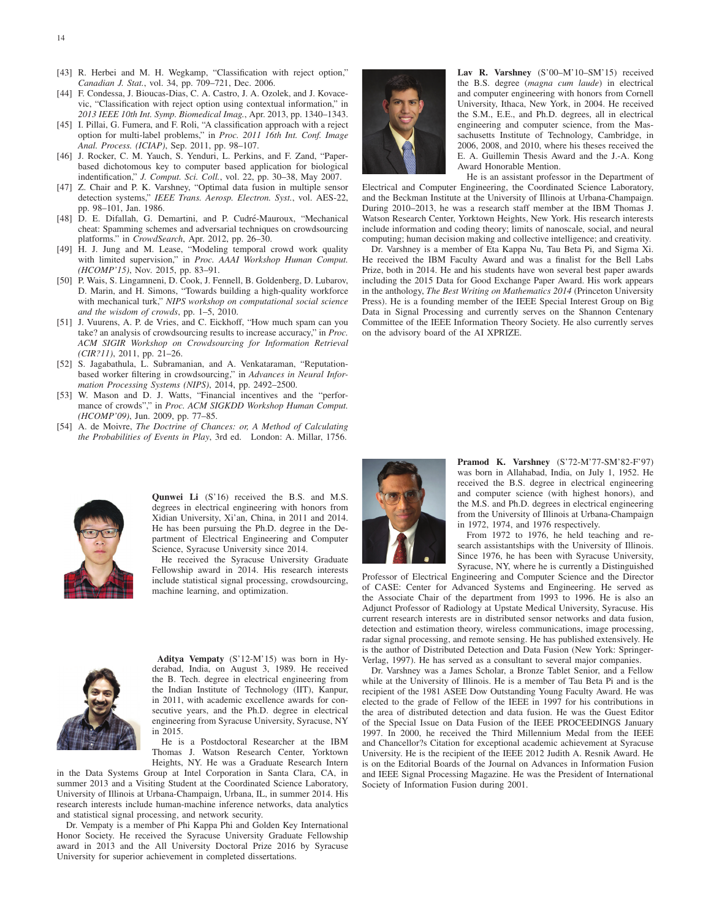[43] R. Herbei and M. H. Wegkamp, "Classification with reject option," *Canadian J. Stat.*, vol. 34, pp. 709–721, Dec. 2006.

[44] F. Condessa, J. Bioucas-Dias, C. A. Castro, J. A. Ozolek, and J. Kovacevic, "Classification with reject option using contextual information," in *2013 IEEE 10th Int. Symp. Biomedical Imag.*, Apr. 2013, pp. 1340–1343.

[45] I. Pillai, G. Fumera, and F. Roli, "A classification approach with a reject option for multi-label problems," in *Proc. 2011 16th Int. Conf. Image Anal. Process. (ICIAP)*, Sep. 2011, pp. 98–107.

[46] J. Rocker, C. M. Yauch, S. Yenduri, L. Perkins, and F. Zand, "Paper-based dichotomous key to computer based application for biological indentification," *J. Comput. Sci. Coll.*, vol. 22, pp. 30–38, May 2007.

[47] Z. Chair and P. K. Varshney, "Optimal data fusion in multiple sensor detection systems," *IEEE Trans. Aerosp. Electron. Syst.*, vol. AES-22, pp. 98–101, Jan. 1986.

[48] D. E. Difallah, G. Demartini, and P. Cudré-Mauroux, "Mechanical cheat: Spamming schemes and adversarial techniques on crowdsourcing platforms." in *CrowdSearch*, Apr. 2012, pp. 26–30.

[49] H. J. Jung and M. Lease, "Modeling temporal crowd work quality with limited supervision," in *Proc. AAAI Workshop Human Comput. (HCOMP'15)*, Nov. 2015, pp. 83–91.

[50] P. Wais, S. Lingamneni, D. Cook, J. Fennell, B. Goldenberg, D. Lubarov, D. Marin, and H. Simons, "Towards building a high-quality workforce with mechanical turk," *NIPS workshop on computational social science and the wisdom of crowds*, pp. 1–5, 2010.

[51] J. Vuurens, A. P. de Vries, and C. Eickhoff, "How much spam can you take? an analysis of crowdsourcing results to increase accuracy," in *Proc. ACM SIGIR Workshop on Crowdsourcing for Information Retrieval (CIR?11)*, 2011, pp. 21–26.

[52] S. Jagabathula, L. Subramanian, and A. Venkataraman, "Reputation-based worker filtering in crowdsourcing," in *Advances in Neural Information Processing Systems (NIPS)*, 2014, pp. 2492–2500.

[53] W. Mason and D. J. Watts, "Financial incentives and the "performance of crowds"," in *Proc. ACM SIGKDD Workshop Human Comput. (HCOMP'09)*, Jun. 2009, pp. 77–85.

[54] A. de Moivre, *The Doctrine of Chances: or, A Method of Calculating the Probabilities of Events in Play*, 3rd ed. London: A. Millar, 1756.

**Qunwei Li** (S'16) received the B.S. and M.S. degrees in electrical engineering with honors from Xidian University, Xi'an, China, in 2011 and 2014. He has been pursuing the Ph.D. degree in the Department of Electrical Engineering and Computer Science, Syracuse University since 2014.

He received the Syracuse University Graduate Fellowship award in 2014. His research interests include statistical signal processing, crowdsourcing, machine learning, and optimization.

**Aditya Vempaty** (S'12-M'15) was born in Hyderabad, India, on August 3, 1989. He received the B. Tech. degree in electrical engineering from the Indian Institute of Technology (IIT), Kanpur, in 2011, with academic excellence awards for consecutive years, and the Ph.D. degree in electrical engineering from Syracuse University, Syracuse, NY in 2015.

He is a Postdoctoral Researcher at the IBM Thomas J. Watson Research Center, Yorktown Heights, NY. He was a Graduate Research Intern in the Data Systems Group at Intel Corporation in Santa Clara, CA, in summer 2013 and a Visiting Student at the Coordinated Science Laboratory, University of Illinois at Urbana-Champaign, Urbana, IL, in summer 2014. His research interests include human-machine inference networks, data analytics and statistical signal processing, and network security.

Dr. Vempaty is a member of Phi Kappa Phi and Golden Key International Honor Society. He received the Syracuse University Graduate Fellowship award in 2013 and the All University Doctoral Prize 2016 by Syracuse University for superior achievement in completed dissertations.

**Lav R. Varshney** (S'00–M'10–SM'15) received the B.S. degree (*magna cum laude*) in electrical and computer engineering with honors from Cornell University, Ithaca, New York, in 2004. He received the S.M., E.E., and Ph.D. degrees, all in electrical engineering and computer science, from the Massachusetts Institute of Technology, Cambridge, in 2006, 2008, and 2010, where his theses received the E. A. Guillemin Thesis Award and the J.-A. Kong Award Honorable Mention.

He is an assistant professor in the Department of Electrical and Computer Engineering, the Coordinated Science Laboratory, and the Beckman Institute at the University of Illinois at Urbana-Champaign. During 2010–2013, he was a research staff member at the IBM Thomas J. Watson Research Center, Yorktown Heights, New York. His research interests include information and coding theory; limits of nanoscale, social, and neural computing; human decision making and collective intelligence; and creativity.

Dr. Varshney is a member of Eta Kappa Nu, Tau Beta Pi, and Sigma Xi. He received the IBM Faculty Award and was a finalist for the Bell Labs Prize, both in 2014. He and his students have won several best paper awards including the 2015 Data for Good Exchange Paper Award. His work appears in the anthology, *The Best Writing on Mathematics 2014* (Princeton University Press). He is a founding member of the IEEE Special Interest Group on Big Data in Signal Processing and currently serves on the Shannon Centenary Committee of the IEEE Information Theory Society. He also currently serves on the advisory board of the AI XPRIZE.

**Pramod K. Varshney** (S'72-M'77-SM'82-F'97) was born in Allahabad, India, on July 1, 1952. He received the B.S. degree in electrical engineering and computer science (with highest honors), and the M.S. and Ph.D. degrees in electrical engineering from the University of Illinois at Urbana-Champaign in 1972, 1974, and 1976 respectively.

From 1972 to 1976, he held teaching and research assistantships with the University of Illinois. Since 1976, he has been with Syracuse University, Syracuse, NY, where he is currently a Distinguished Professor of Electrical Engineering and Computer Science and the Director of CASE: Center for Advanced Systems and Engineering. He served as the Associate Chair of the department from 1993 to 1996. He is also an Adjunct Professor of Radiology at Upstate Medical University, Syracuse. His current research interests are in distributed sensor networks and data fusion, detection and estimation theory, wireless communications, image processing, radar signal processing, and remote sensing. He has published extensively. He is the author of Distributed Detection and Data Fusion (New York: Springer-Verlag, 1997). He has served as a consultant to several major companies.

Dr. Varshney was a James Scholar, a Bronze Tablet Senior, and a Fellow while at the University of Illinois. He is a member of Tau Beta Pi and is the recipient of the 1981 ASEE Dow Outstanding Young Faculty Award. He was elected to the grade of Fellow of the IEEE in 1997 for his contributions in the area of distributed detection and data fusion. He was the Guest Editor of the Special Issue on Data Fusion of the IEEE PROCEEDINGS January 1997. In 2000, he received the Third Millennium Medal from the IEEE and Chancellor?s Citation for exceptional academic achievement at Syracuse University. He is the recipient of the IEEE 2012 Judith A. Resnik Award. He is on the Editorial Boards of the Journal on Advances in Information Fusion and IEEE Signal Processing Magazine. He was the President of International Society of Information Fusion during 2001.